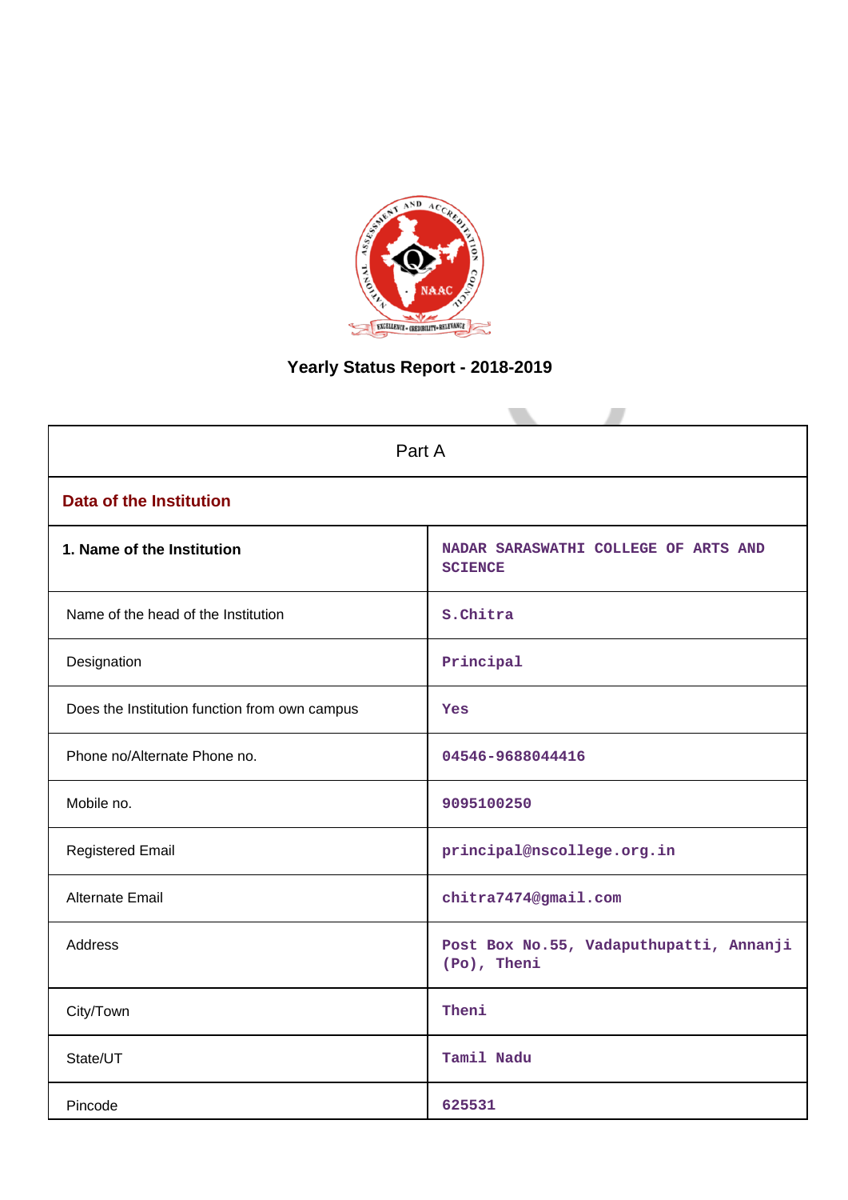# Yearly Status Report - 2018-2019

| Part A | |
|---|---|
| **Data of the Institution** | |
| **1. Name of the Institution** | NADAR SARASWATHI COLLEGE OF ARTS AND SCIENCE |
| Name of the head of the Institution | S.Chitra |
| Designation | Principal |
| Does the Institution function from own campus | Yes |
| Phone no/Alternate Phone no. | 04546-9688044416 |
| Mobile no. | 9095100250 |
| Registered Email | principal@nscollege.org.in |
| Alternate Email | chitra7474@gmail.com |
| Address | Post Box No.55, Vadaputhupatti, Annanji (Po), Theni |
| City/Town | Theni |
| State/UT | Tamil Nadu |
| Pincode | 625531 |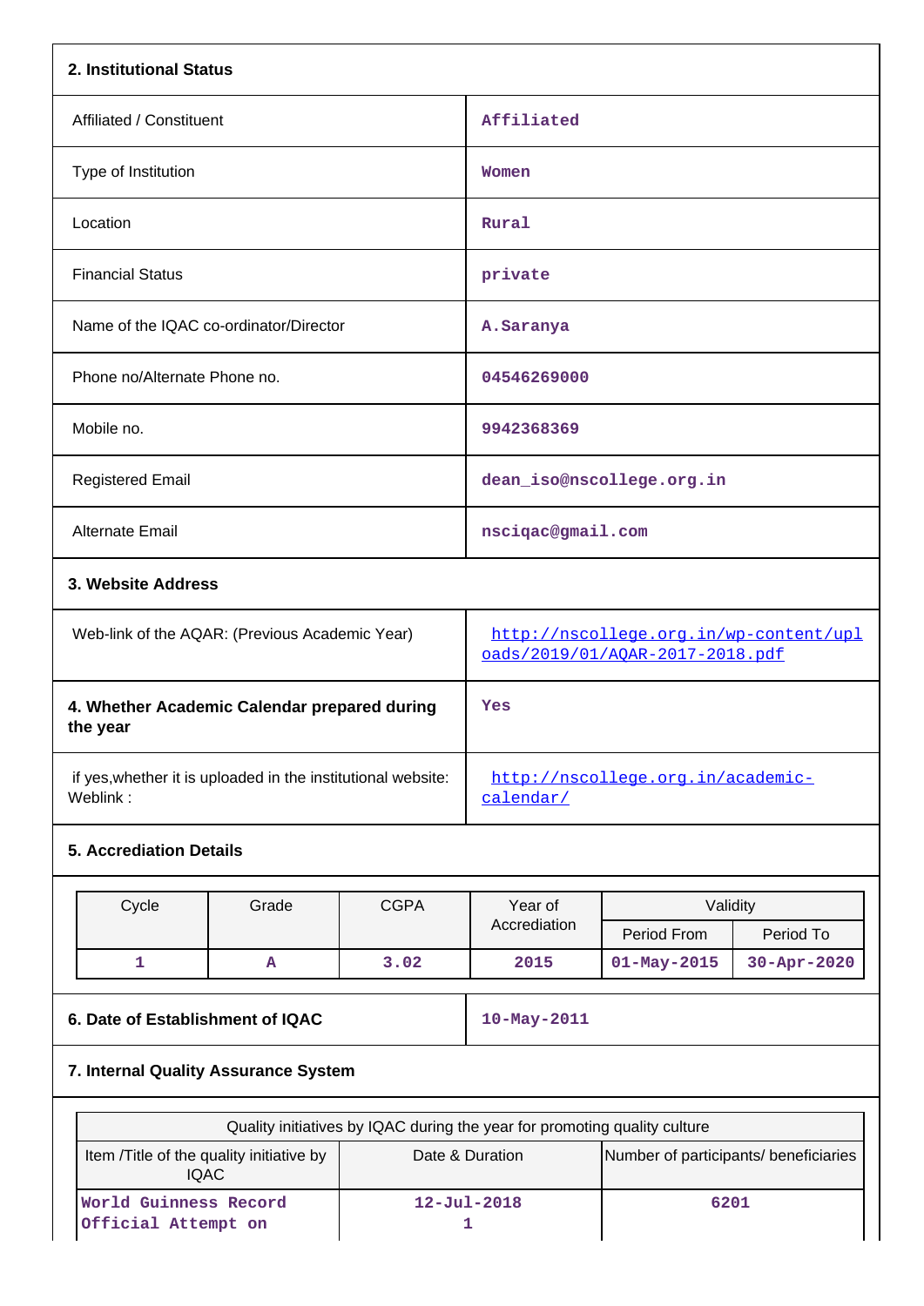## 2. Institutional Status

| | |
|---|---|
| Affiliated / Constituent | Affiliated |
| Type of Institution | Women |
| Location | Rural |
| Financial Status | private |
| Name of the IQAC co-ordinator/Director | A.Saranya |
| Phone no/Alternate Phone no. | 04546269000 |
| Mobile no. | 9942368369 |
| Registered Email | dean_iso@nscollege.org.in |
| Alternate Email | nsciqac@gmail.com |

## 3. Website Address

| | |
|---|---|
| Web-link of the AQAR: (Previous Academic Year) | http://nscollege.org.in/wp-content/uploads/2019/01/AQAR-2017-2018.pdf |
| **4. Whether Academic Calendar prepared during the year** | Yes |
| if yes,whether it is uploaded in the institutional website: Weblink : | http://nscollege.org.in/academic-calendar/ |

## 5. Accreditation Details

| Cycle | Grade | CGPA | Year of Accreditation | Validity | |
|---|---|---|---|---|---|
| | | | | Period From | Period To |
| 1 | A | 3.02 | 2015 | 01-May-2015 | 30-Apr-2020 |

| | |
|---|---|
| **6. Date of Establishment of IQAC** | 10-May-2011 |

## 7. Internal Quality Assurance System

| Quality initiatives by IQAC during the year for promoting quality culture | | |
|---|---|---|
| Item /Title of the quality initiative by IQAC | Date & Duration | Number of participants/ beneficiaries |
| World Guinness Record Official Attempt on | 12-Jul-2018<br>1 | 6201 |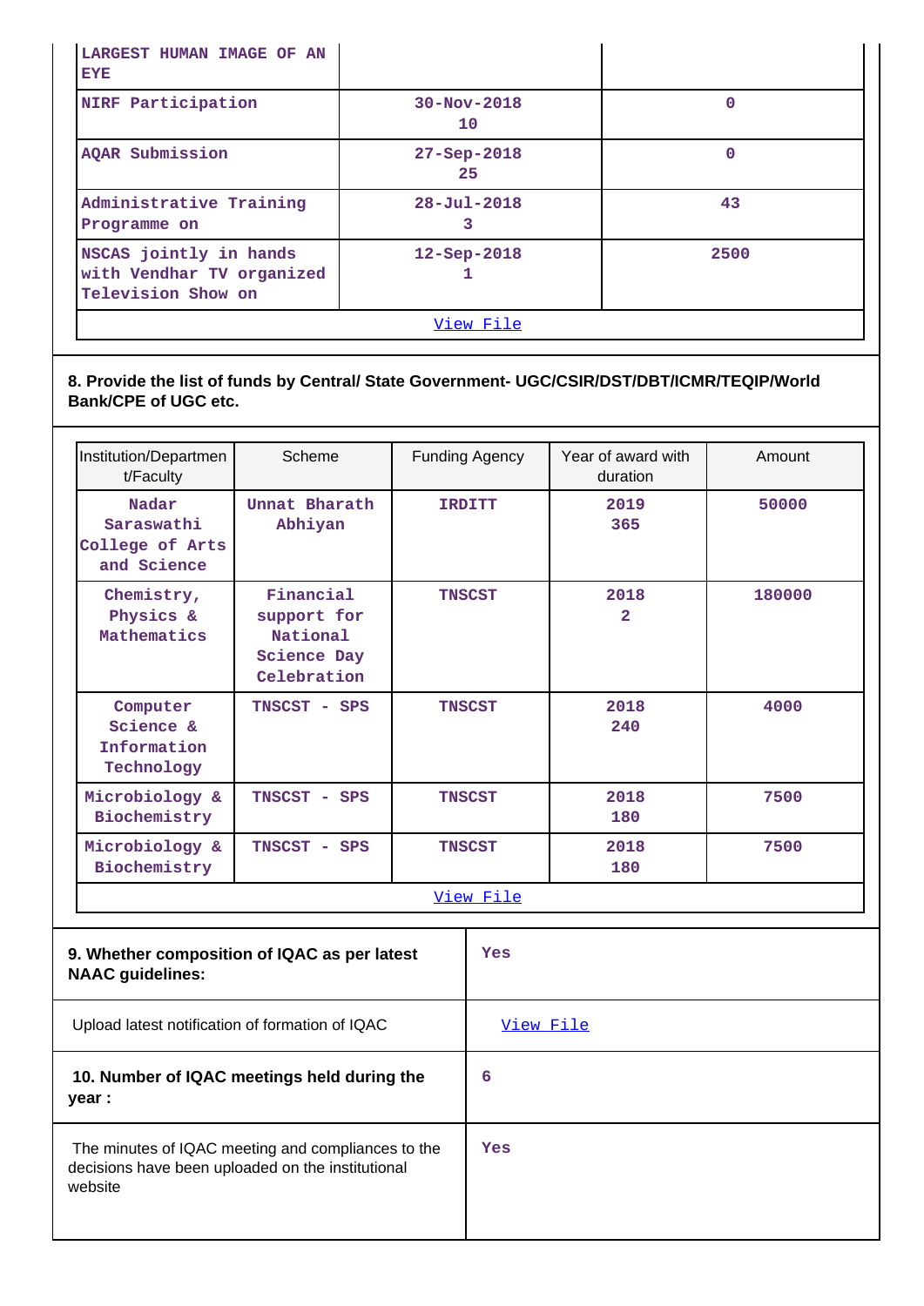| | | |
|---|---|---|
| LARGEST HUMAN IMAGE OF AN EYE | | |
| NIRF Participation | 30-Nov-2018<br>10 | 0 |
| AQAR Submission | 27-Sep-2018<br>25 | 0 |
| Administrative Training Programme on | 28-Jul-2018<br>3 | 43 |
| NSCAS jointly in hands with Vendhar TV organized Television Show on | 12-Sep-2018<br>1 | 2500 |
| View File | | |

**8. Provide the list of funds by Central/ State Government- UGC/CSIR/DST/DBT/ICMR/TEQIP/World Bank/CPE of UGC etc.**

| Institution/Department/Faculty | Scheme | Funding Agency | Year of award with duration | Amount |
|---|---|---|---|---|
| Nadar Saraswathi College of Arts and Science | Unnat Bharath Abhiyan | IRDITT | 2019<br>365 | 50000 |
| Chemistry, Physics & Mathematics | Financial support for National Science Day Celebration | TNSCST | 2018<br>2 | 180000 |
| Computer Science & Information Technology | TNSCST - SPS | TNSCST | 2018<br>240 | 4000 |
| Microbiology & Biochemistry | TNSCST - SPS | TNSCST | 2018<br>180 | 7500 |
| Microbiology & Biochemistry | TNSCST - SPS | TNSCST | 2018<br>180 | 7500 |
| View File | | | | |

| | |
|---|---|
| **9. Whether composition of IQAC as per latest NAAC guidelines:** | Yes |
| Upload latest notification of formation of IQAC | View File |
| **10. Number of IQAC meetings held during the year :** | 6 |
| The minutes of IQAC meeting and compliances to the decisions have been uploaded on the institutional website | Yes |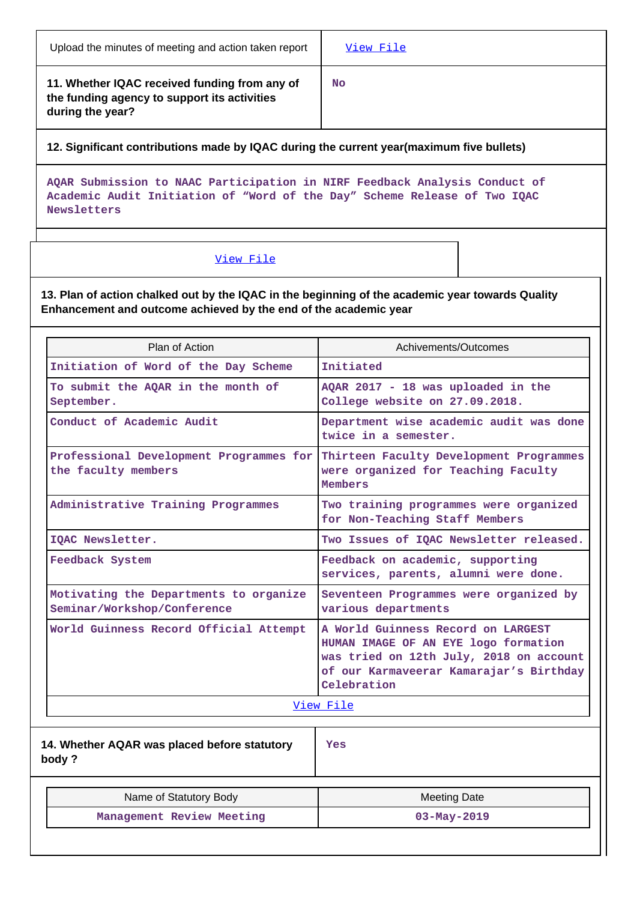| Upload the minutes of meeting and action taken report | View File |
|---|---|
| **11. Whether IQAC received funding from any of the funding agency to support its activities during the year?** | No |

**12. Significant contributions made by IQAC during the current year(maximum five bullets)**

AQAR Submission to NAAC Participation in NIRF Feedback Analysis Conduct of Academic Audit Initiation of “Word of the Day” Scheme Release of Two IQAC Newsletters

View File

**13. Plan of action chalked out by the IQAC in the beginning of the academic year towards Quality Enhancement and outcome achieved by the end of the academic year**

| Plan of Action | Achivements/Outcomes |
|---|---|
| Initiation of Word of the Day Scheme | Initiated |
| To submit the AQAR in the month of September. | AQAR 2017 - 18 was uploaded in the College website on 27.09.2018. |
| Conduct of Academic Audit | Department wise academic audit was done twice in a semester. |
| Professional Development Programmes for the faculty members | Thirteen Faculty Development Programmes were organized for Teaching Faculty Members |
| Administrative Training Programmes | Two training programmes were organized for Non-Teaching Staff Members |
| IQAC Newsletter. | Two Issues of IQAC Newsletter released. |
| Feedback System | Feedback on academic, supporting services, parents, alumni were done. |
| Motivating the Departments to organize Seminar/Workshop/Conference | Seventeen Programmes were organized by various departments |
| World Guinness Record Official Attempt | A World Guinness Record on LARGEST HUMAN IMAGE OF AN EYE logo formation was tried on 12th July, 2018 on account of our Karmaveerar Kamarajar’s Birthday Celebration |

View File

| **14. Whether AQAR was placed before statutory body ?** | Yes |
|---|---|

| Name of Statutory Body | Meeting Date |
|---|---|
| Management Review Meeting | 03-May-2019 |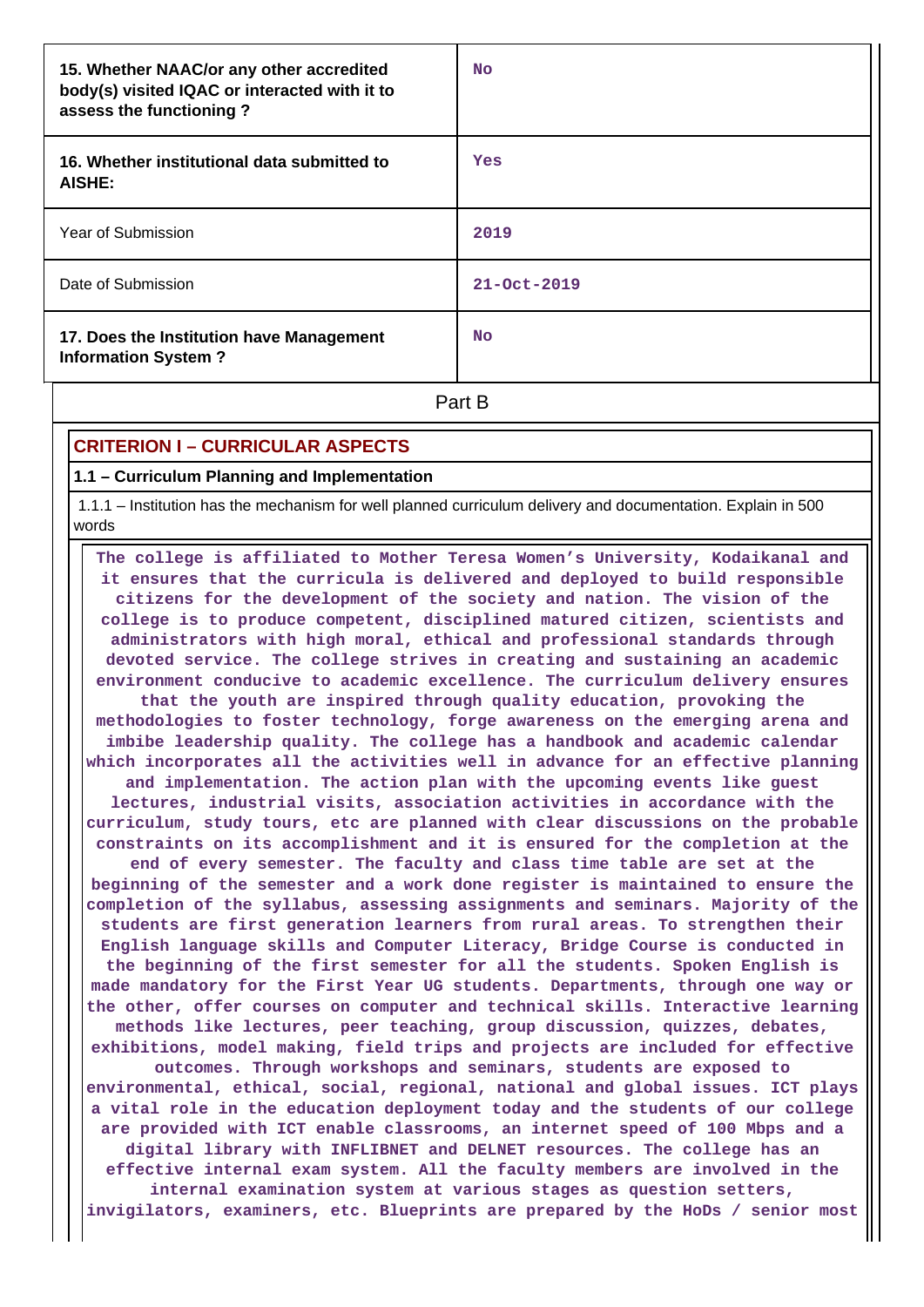| | |
|---|---|
| **15. Whether NAAC/or any other accredited body(s) visited IQAC or interacted with it to assess the functioning ?** | No |
| **16. Whether institutional data submitted to AISHE:** | Yes |
| Year of Submission | 2019 |
| Date of Submission | 21-Oct-2019 |
| **17. Does the Institution have Management Information System ?** | No |

## Part B

### CRITERION I – CURRICULAR ASPECTS

**1.1 – Curriculum Planning and Implementation**

1.1.1 – Institution has the mechanism for well planned curriculum delivery and documentation. Explain in 500 words

The college is affiliated to Mother Teresa Women's University, Kodaikanal and it ensures that the curricula is delivered and deployed to build responsible citizens for the development of the society and nation. The vision of the college is to produce competent, disciplined matured citizen, scientists and administrators with high moral, ethical and professional standards through devoted service. The college strives in creating and sustaining an academic environment conducive to academic excellence. The curriculum delivery ensures that the youth are inspired through quality education, provoking the methodologies to foster technology, forge awareness on the emerging arena and imbibe leadership quality. The college has a handbook and academic calendar which incorporates all the activities well in advance for an effective planning and implementation. The action plan with the upcoming events like guest lectures, industrial visits, association activities in accordance with the curriculum, study tours, etc are planned with clear discussions on the probable constraints on its accomplishment and it is ensured for the completion at the end of every semester. The faculty and class time table are set at the beginning of the semester and a work done register is maintained to ensure the completion of the syllabus, assessing assignments and seminars. Majority of the students are first generation learners from rural areas. To strengthen their English language skills and Computer Literacy, Bridge Course is conducted in the beginning of the first semester for all the students. Spoken English is made mandatory for the First Year UG students. Departments, through one way or the other, offer courses on computer and technical skills. Interactive learning methods like lectures, peer teaching, group discussion, quizzes, debates, exhibitions, model making, field trips and projects are included for effective outcomes. Through workshops and seminars, students are exposed to environmental, ethical, social, regional, national and global issues. ICT plays a vital role in the education deployment today and the students of our college are provided with ICT enable classrooms, an internet speed of 100 Mbps and a digital library with INFLIBNET and DELNET resources. The college has an effective internal exam system. All the faculty members are involved in the internal examination system at various stages as question setters, invigilators, examiners, etc. Blueprints are prepared by the HoDs / senior most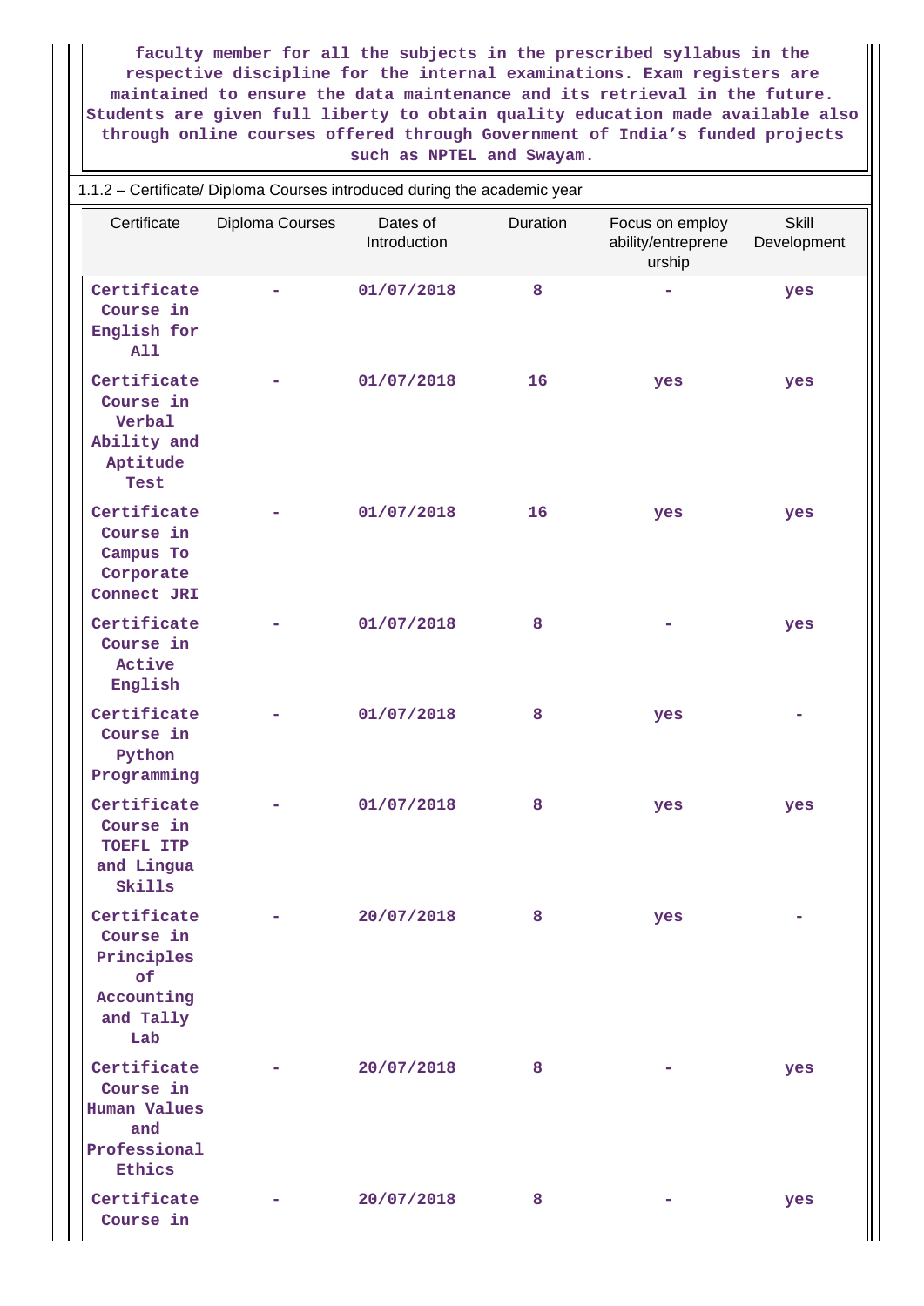faculty member for all the subjects in the prescribed syllabus in the respective discipline for the internal examinations. Exam registers are maintained to ensure the data maintenance and its retrieval in the future. Students are given full liberty to obtain quality education made available also through online courses offered through Government of India's funded projects such as NPTEL and Swayam.

1.1.2 – Certificate/ Diploma Courses introduced during the academic year

| Certificate | Diploma Courses | Dates of Introduction | Duration | Focus on employ ability/entrepreneurship | Skill Development |
|---|---|---|---|---|---|
| Certificate Course in English for All | - | 01/07/2018 | 8 | - | yes |
| Certificate Course in Verbal Ability and Aptitude Test | - | 01/07/2018 | 16 | yes | yes |
| Certificate Course in Campus To Corporate Connect JRI | - | 01/07/2018 | 16 | yes | yes |
| Certificate Course in Active English | - | 01/07/2018 | 8 | - | yes |
| Certificate Course in Python Programming | - | 01/07/2018 | 8 | yes | - |
| Certificate Course in TOEFL ITP and Lingua Skills | - | 01/07/2018 | 8 | yes | yes |
| Certificate Course in Principles of Accounting and Tally Lab | - | 20/07/2018 | 8 | yes | - |
| Certificate Course in Human Values and Professional Ethics | - | 20/07/2018 | 8 | - | yes |
| Certificate Course in | - | 20/07/2018 | 8 | - | yes |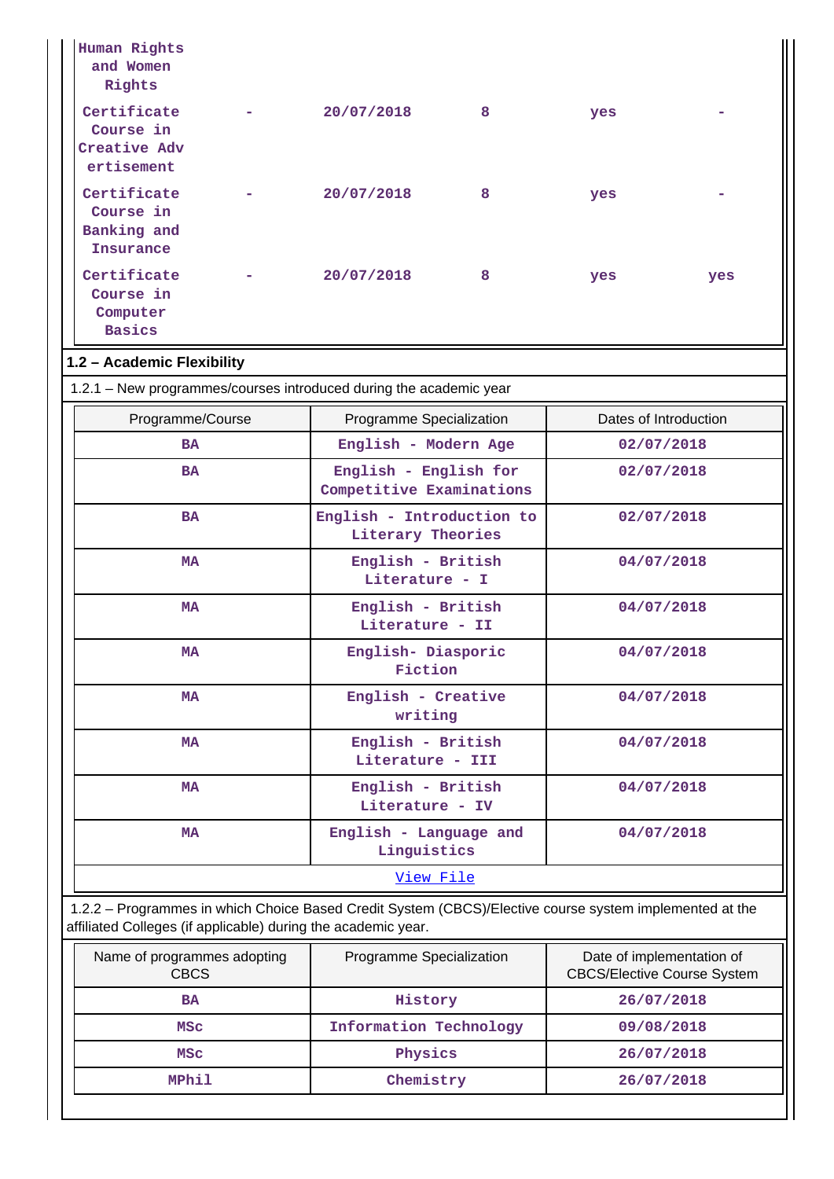| | | | | | |
|---|---|---|---|---|---|
| Human Rights and Women Rights | | | | | |
| Certificate Course in Creative Advertisement | - | 20/07/2018 | 8 | yes | - |
| Certificate Course in Banking and Insurance | - | 20/07/2018 | 8 | yes | - |
| Certificate Course in Computer Basics | - | 20/07/2018 | 8 | yes | yes |

**1.2 – Academic Flexibility**

1.2.1 – New programmes/courses introduced during the academic year

| Programme/Course | Programme Specialization | Dates of Introduction |
|---|---|---|
| BA | English - Modern Age | 02/07/2018 |
| BA | English - English for Competitive Examinations | 02/07/2018 |
| BA | English - Introduction to Literary Theories | 02/07/2018 |
| MA | English - British Literature - I | 04/07/2018 |
| MA | English - British Literature - II | 04/07/2018 |
| MA | English- Diasporic Fiction | 04/07/2018 |
| MA | English - Creative writing | 04/07/2018 |
| MA | English - British Literature - III | 04/07/2018 |
| MA | English - British Literature - IV | 04/07/2018 |
| MA | English - Language and Linguistics | 04/07/2018 |
| View File | | |

1.2.2 – Programmes in which Choice Based Credit System (CBCS)/Elective course system implemented at the affiliated Colleges (if applicable) during the academic year.

| Name of programmes adopting CBCS | Programme Specialization | Date of implementation of CBCS/Elective Course System |
|---|---|---|
| BA | History | 26/07/2018 |
| MSc | Information Technology | 09/08/2018 |
| MSc | Physics | 26/07/2018 |
| MPhil | Chemistry | 26/07/2018 |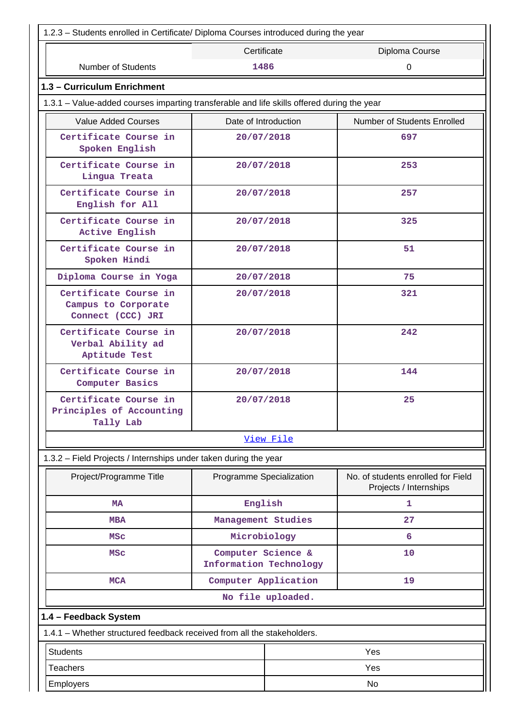1.2.3 – Students enrolled in Certificate/ Diploma Courses introduced during the year

| | Certificate | Diploma Course |
|---|---|---|
| Number of Students | 1486 | 0 |

## 1.3 – Curriculum Enrichment

1.3.1 – Value-added courses imparting transferable and life skills offered during the year

| Value Added Courses | Date of Introduction | Number of Students Enrolled |
|---|---|---|
| Certificate Course in Spoken English | 20/07/2018 | 697 |
| Certificate Course in Lingua Treata | 20/07/2018 | 253 |
| Certificate Course in English for All | 20/07/2018 | 257 |
| Certificate Course in Active English | 20/07/2018 | 325 |
| Certificate Course in Spoken Hindi | 20/07/2018 | 51 |
| Diploma Course in Yoga | 20/07/2018 | 75 |
| Certificate Course in Campus to Corporate Connect (CCC) JRI | 20/07/2018 | 321 |
| Certificate Course in Verbal Ability ad Aptitude Test | 20/07/2018 | 242 |
| Certificate Course in Computer Basics | 20/07/2018 | 144 |
| Certificate Course in Principles of Accounting Tally Lab | 20/07/2018 | 25 |

View File

1.3.2 – Field Projects / Internships under taken during the year

| Project/Programme Title | Programme Specialization | No. of students enrolled for Field Projects / Internships |
|---|---|---|
| MA | English | 1 |
| MBA | Management Studies | 27 |
| MSc | Microbiology | 6 |
| MSc | Computer Science & Information Technology | 10 |
| MCA | Computer Application | 19 |

No file uploaded.

## 1.4 – Feedback System

1.4.1 – Whether structured feedback received from all the stakeholders.

| | |
|---|---|
| Students | Yes |
| Teachers | Yes |
| Employers | No |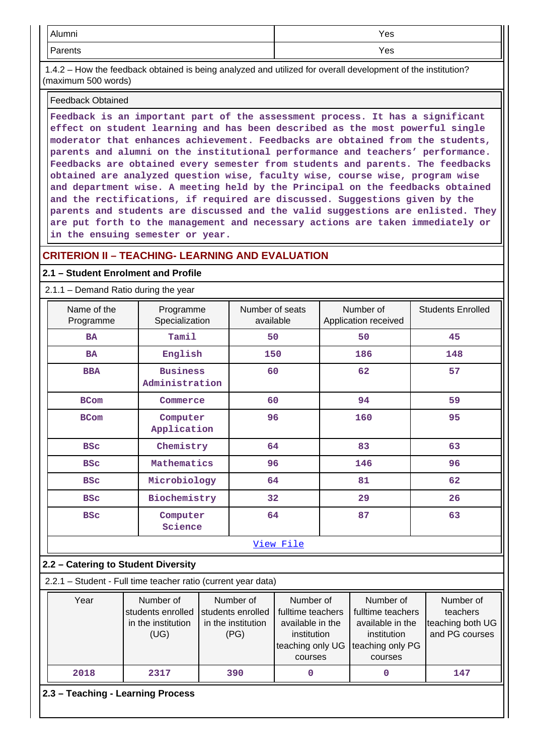| Alumni | Yes |
|---|---|
| Parents | Yes |

1.4.2 – How the feedback obtained is being analyzed and utilized for overall development of the institution? (maximum 500 words)

Feedback Obtained

Feedback is an important part of the assessment process. It has a significant effect on student learning and has been described as the most powerful single moderator that enhances achievement. Feedbacks are obtained from the students, parents and alumni on the institutional performance and teachers' performance. Feedbacks are obtained every semester from students and parents. The feedbacks obtained are analyzed question wise, faculty wise, course wise, program wise and department wise. A meeting held by the Principal on the feedbacks obtained and the rectifications, if required are discussed. Suggestions given by the parents and students are discussed and the valid suggestions are enlisted. They are put forth to the management and necessary actions are taken immediately or in the ensuing semester or year.

## CRITERION II – TEACHING- LEARNING AND EVALUATION

### 2.1 – Student Enrolment and Profile

2.1.1 – Demand Ratio during the year

| Name of the Programme | Programme Specialization | Number of seats available | Number of Application received | Students Enrolled |
|---|---|---|---|---|
| BA | Tamil | 50 | 50 | 45 |
| BA | English | 150 | 186 | 148 |
| BBA | Business Administration | 60 | 62 | 57 |
| BCom | Commerce | 60 | 94 | 59 |
| BCom | Computer Application | 96 | 160 | 95 |
| BSc | Chemistry | 64 | 83 | 63 |
| BSc | Mathematics | 96 | 146 | 96 |
| BSc | Microbiology | 64 | 81 | 62 |
| BSc | Biochemistry | 32 | 29 | 26 |
| BSc | Computer Science | 64 | 87 | 63 |

View File

### 2.2 – Catering to Student Diversity

2.2.1 – Student - Full time teacher ratio (current year data)

| Year | Number of students enrolled in the institution (UG) | Number of students enrolled in the institution (PG) | Number of fulltime teachers available in the institution teaching only UG courses | Number of fulltime teachers available in the institution teaching only PG courses | Number of teachers teaching both UG and PG courses |
|---|---|---|---|---|---|
| 2018 | 2317 | 390 | 0 | 0 | 147 |

### 2.3 – Teaching - Learning Process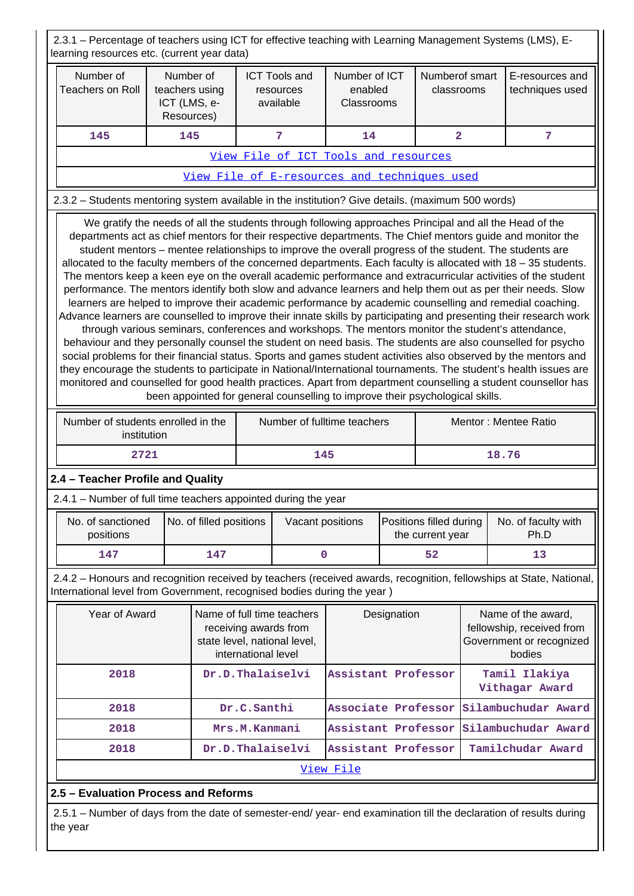2.3.1 – Percentage of teachers using ICT for effective teaching with Learning Management Systems (LMS), E-learning resources etc. (current year data)

| Number of Teachers on Roll | Number of teachers using ICT (LMS, e-Resources) | ICT Tools and resources available | Number of ICT enabled Classrooms | Numberof smart classrooms | E-resources and techniques used |
|---|---|---|---|---|---|
| 145 | 145 | 7 | 14 | 2 | 7 |
| View File of ICT Tools and resources | | | | | |
| View File of E-resources and techniques used | | | | | |

2.3.2 – Students mentoring system available in the institution? Give details. (maximum 500 words)

We gratify the needs of all the students through following approaches Principal and all the Head of the departments act as chief mentors for their respective departments. The Chief mentors guide and monitor the student mentors – mentee relationships to improve the overall progress of the student. The students are allocated to the faculty members of the concerned departments. Each faculty is allocated with 18 – 35 students. The mentors keep a keen eye on the overall academic performance and extracurricular activities of the student performance. The mentors identify both slow and advance learners and help them out as per their needs. Slow learners are helped to improve their academic performance by academic counselling and remedial coaching. Advance learners are counselled to improve their innate skills by participating and presenting their research work through various seminars, conferences and workshops. The mentors monitor the student's attendance, behaviour and they personally counsel the student on need basis. The students are also counselled for psycho social problems for their financial status. Sports and games student activities also observed by the mentors and they encourage the students to participate in National/International tournaments. The student's health issues are monitored and counselled for good health practices. Apart from department counselling a student counsellor has been appointed for general counselling to improve their psychological skills.

| Number of students enrolled in the institution | Number of fulltime teachers | Mentor : Mentee Ratio |
|---|---|---|
| 2721 | 145 | 18.76 |

## 2.4 – Teacher Profile and Quality

2.4.1 – Number of full time teachers appointed during the year

| No. of sanctioned positions | No. of filled positions | Vacant positions | Positions filled during the current year | No. of faculty with Ph.D |
|---|---|---|---|---|
| 147 | 147 | 0 | 52 | 13 |

2.4.2 – Honours and recognition received by teachers (received awards, recognition, fellowships at State, National, International level from Government, recognised bodies during the year )

| Year of Award | Name of full time teachers receiving awards from state level, national level, international level | Designation | Name of the award, fellowship, received from Government or recognized bodies |
|---|---|---|---|
| 2018 | Dr.D.Thalaiselvi | Assistant Professor | Tamil Ilakiya Vithagar Award |
| 2018 | Dr.C.Santhi | Associate Professor | Silambuchudar Award |
| 2018 | Mrs.M.Kanmani | Assistant Professor | Silambuchudar Award |
| 2018 | Dr.D.Thalaiselvi | Assistant Professor | Tamilchudar Award |
| View File | | | |

## 2.5 – Evaluation Process and Reforms

2.5.1 – Number of days from the date of semester-end/ year- end examination till the declaration of results during the year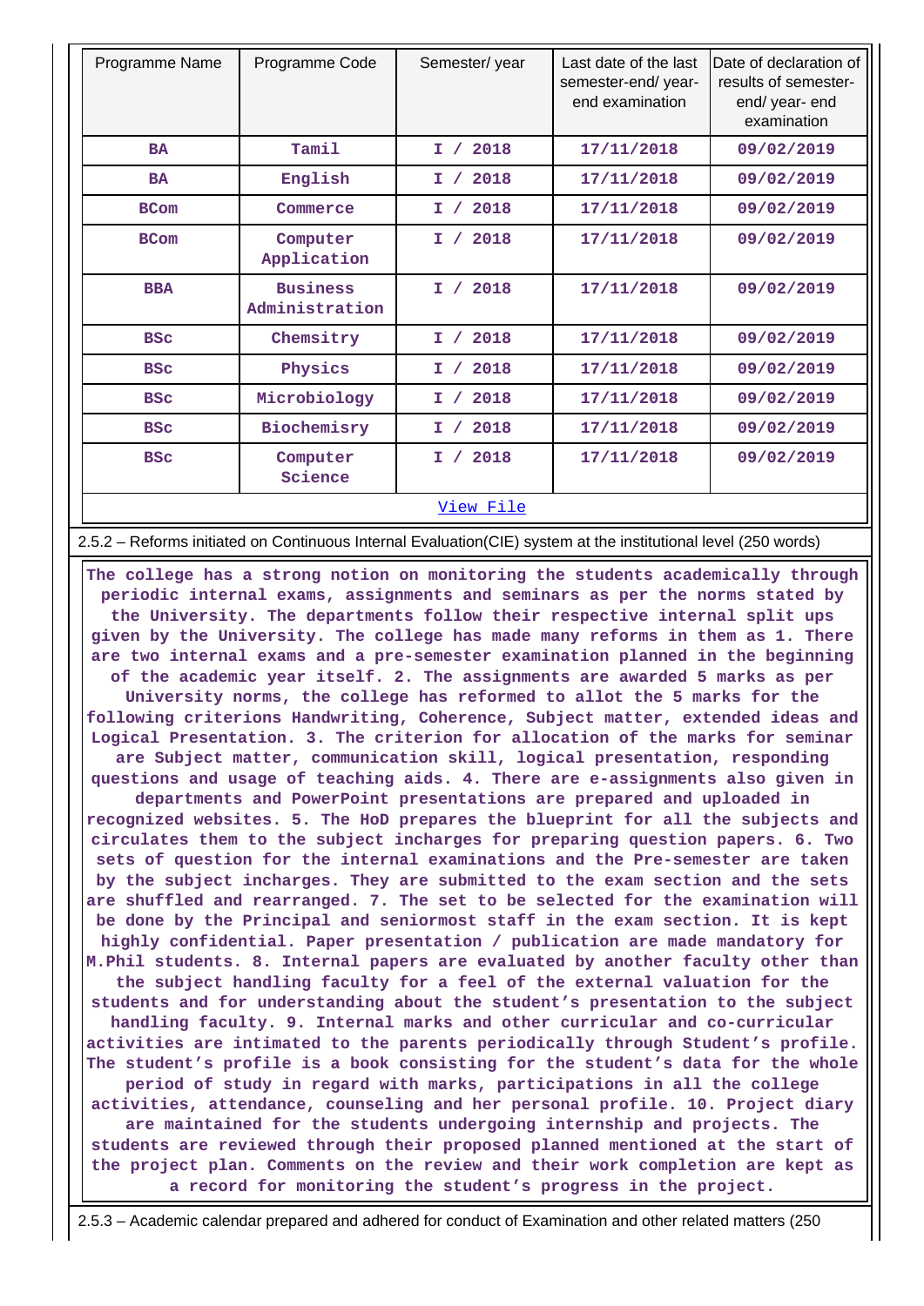| Programme Name | Programme Code | Semester/ year | Last date of the last semester-end/ year-end examination | Date of declaration of results of semester-end/ year- end examination |
|---|---|---|---|---|
| BA | Tamil | I / 2018 | 17/11/2018 | 09/02/2019 |
| BA | English | I / 2018 | 17/11/2018 | 09/02/2019 |
| BCom | Commerce | I / 2018 | 17/11/2018 | 09/02/2019 |
| BCom | Computer Application | I / 2018 | 17/11/2018 | 09/02/2019 |
| BBA | Business Administration | I / 2018 | 17/11/2018 | 09/02/2019 |
| BSc | Chemsitry | I / 2018 | 17/11/2018 | 09/02/2019 |
| BSc | Physics | I / 2018 | 17/11/2018 | 09/02/2019 |
| BSc | Microbiology | I / 2018 | 17/11/2018 | 09/02/2019 |
| BSc | Biochemisry | I / 2018 | 17/11/2018 | 09/02/2019 |
| BSc | Computer Science | I / 2018 | 17/11/2018 | 09/02/2019 |
| View File | | | | |

2.5.2 – Reforms initiated on Continuous Internal Evaluation(CIE) system at the institutional level (250 words)

The college has a strong notion on monitoring the students academically through periodic internal exams, assignments and seminars as per the norms stated by the University. The departments follow their respective internal split ups given by the University. The college has made many reforms in them as 1. There are two internal exams and a pre-semester examination planned in the beginning of the academic year itself. 2. The assignments are awarded 5 marks as per University norms, the college has reformed to allot the 5 marks for the following criterions Handwriting, Coherence, Subject matter, extended ideas and Logical Presentation. 3. The criterion for allocation of the marks for seminar are Subject matter, communication skill, logical presentation, responding questions and usage of teaching aids. 4. There are e-assignments also given in departments and PowerPoint presentations are prepared and uploaded in recognized websites. 5. The HoD prepares the blueprint for all the subjects and circulates them to the subject incharges for preparing question papers. 6. Two sets of question for the internal examinations and the Pre-semester are taken by the subject incharges. They are submitted to the exam section and the sets are shuffled and rearranged. 7. The set to be selected for the examination will be done by the Principal and seniormost staff in the exam section. It is kept highly confidential. Paper presentation / publication are made mandatory for M.Phil students. 8. Internal papers are evaluated by another faculty other than the subject handling faculty for a feel of the external valuation for the students and for understanding about the student's presentation to the subject handling faculty. 9. Internal marks and other curricular and co-curricular activities are intimated to the parents periodically through Student's profile. The student's profile is a book consisting for the student's data for the whole period of study in regard with marks, participations in all the college activities, attendance, counseling and her personal profile. 10. Project diary are maintained for the students undergoing internship and projects. The students are reviewed through their proposed planned mentioned at the start of the project plan. Comments on the review and their work completion are kept as a record for monitoring the student's progress in the project.

2.5.3 – Academic calendar prepared and adhered for conduct of Examination and other related matters (250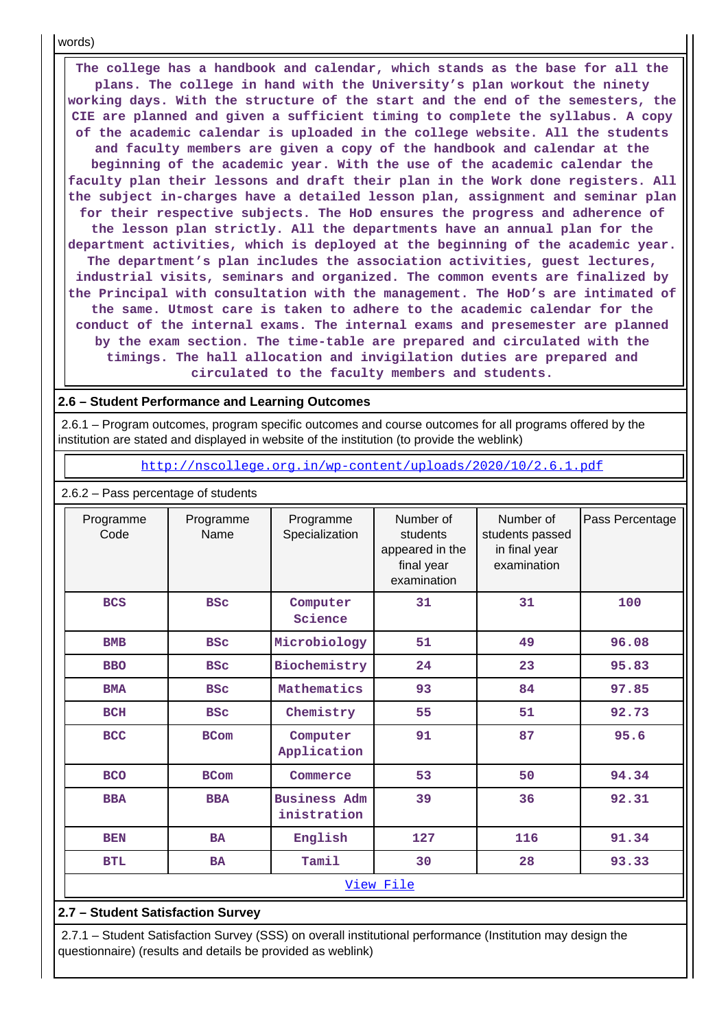words)

The college has a handbook and calendar, which stands as the base for all the plans. The college in hand with the University's plan workout the ninety working days. With the structure of the start and the end of the semesters, the CIE are planned and given a sufficient timing to complete the syllabus. A copy of the academic calendar is uploaded in the college website. All the students and faculty members are given a copy of the handbook and calendar at the beginning of the academic year. With the use of the academic calendar the faculty plan their lessons and draft their plan in the Work done registers. All the subject in-charges have a detailed lesson plan, assignment and seminar plan for their respective subjects. The HoD ensures the progress and adherence of the lesson plan strictly. All the departments have an annual plan for the department activities, which is deployed at the beginning of the academic year. The department's plan includes the association activities, guest lectures, industrial visits, seminars and organized. The common events are finalized by the Principal with consultation with the management. The HoD's are intimated of the same. Utmost care is taken to adhere to the academic calendar for the conduct of the internal exams. The internal exams and presemester are planned by the exam section. The time-table are prepared and circulated with the timings. The hall allocation and invigilation duties are prepared and circulated to the faculty members and students.

## 2.6 – Student Performance and Learning Outcomes

2.6.1 – Program outcomes, program specific outcomes and course outcomes for all programs offered by the institution are stated and displayed in website of the institution (to provide the weblink)

http://nscollege.org.in/wp-content/uploads/2020/10/2.6.1.pdf

2.6.2 – Pass percentage of students

| Programme Code | Programme Name | Programme Specialization | Number of students appeared in the final year examination | Number of students passed in final year examination | Pass Percentage |
|---|---|---|---|---|---|
| BCS | BSc | Computer Science | 31 | 31 | 100 |
| BMB | BSc | Microbiology | 51 | 49 | 96.08 |
| BBO | BSc | Biochemistry | 24 | 23 | 95.83 |
| BMA | BSc | Mathematics | 93 | 84 | 97.85 |
| BCH | BSc | Chemistry | 55 | 51 | 92.73 |
| BCC | BCom | Computer Application | 91 | 87 | 95.6 |
| BCO | BCom | Commerce | 53 | 50 | 94.34 |
| BBA | BBA | Business Administration | 39 | 36 | 92.31 |
| BEN | BA | English | 127 | 116 | 91.34 |
| BTL | BA | Tamil | 30 | 28 | 93.33 |

View File

## 2.7 – Student Satisfaction Survey

2.7.1 – Student Satisfaction Survey (SSS) on overall institutional performance (Institution may design the questionnaire) (results and details be provided as weblink)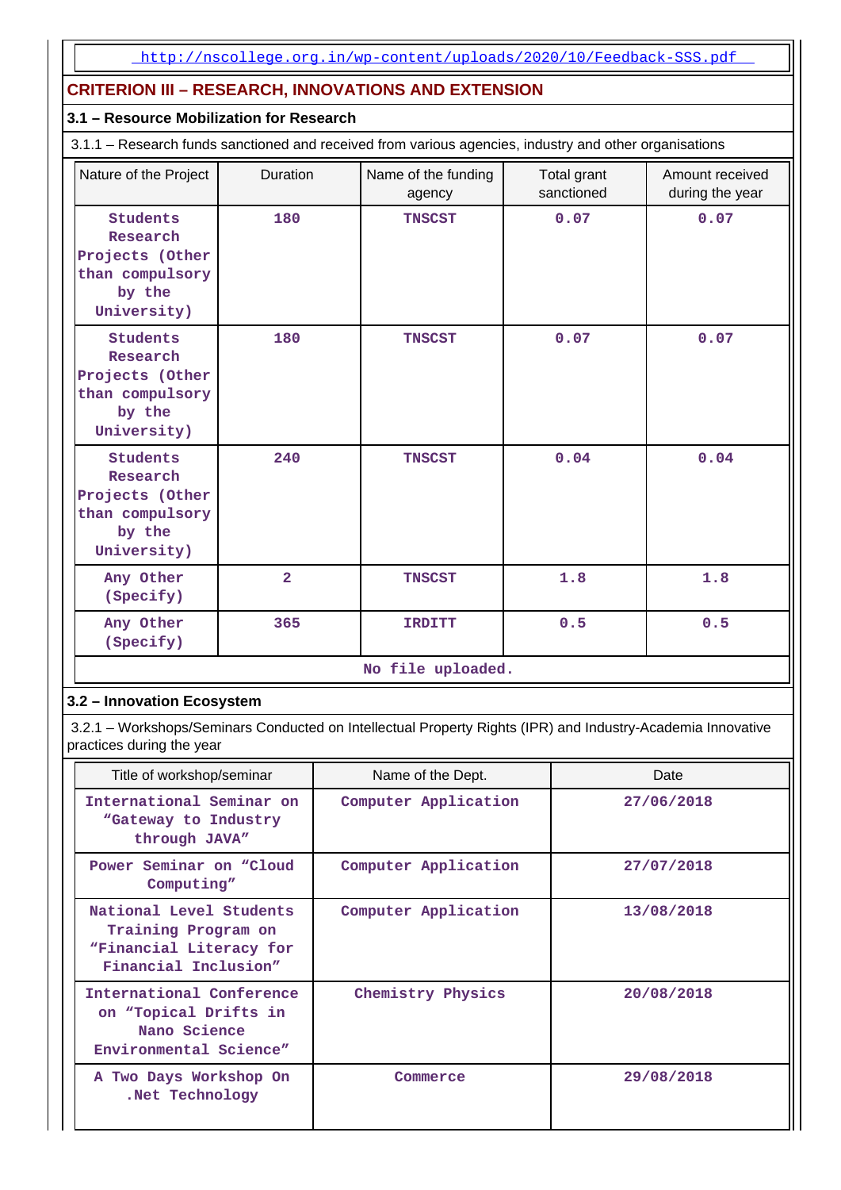http://nscollege.org.in/wp-content/uploads/2020/10/Feedback-SSS.pdf

## CRITERION III – RESEARCH, INNOVATIONS AND EXTENSION

### 3.1 – Resource Mobilization for Research

3.1.1 – Research funds sanctioned and received from various agencies, industry and other organisations

| Nature of the Project | Duration | Name of the funding agency | Total grant sanctioned | Amount received during the year |
|---|---|---|---|---|
| Students Research Projects (Other than compulsory by the University) | 180 | TNSCST | 0.07 | 0.07 |
| Students Research Projects (Other than compulsory by the University) | 180 | TNSCST | 0.07 | 0.07 |
| Students Research Projects (Other than compulsory by the University) | 240 | TNSCST | 0.04 | 0.04 |
| Any Other (Specify) | 2 | TNSCST | 1.8 | 1.8 |
| Any Other (Specify) | 365 | IRDITT | 0.5 | 0.5 |

No file uploaded.

### 3.2 – Innovation Ecosystem

3.2.1 – Workshops/Seminars Conducted on Intellectual Property Rights (IPR) and Industry-Academia Innovative practices during the year

| Title of workshop/seminar | Name of the Dept. | Date |
|---|---|---|
| International Seminar on "Gateway to Industry through JAVA" | Computer Application | 27/06/2018 |
| Power Seminar on "Cloud Computing" | Computer Application | 27/07/2018 |
| National Level Students Training Program on "Financial Literacy for Financial Inclusion" | Computer Application | 13/08/2018 |
| International Conference on "Topical Drifts in Nano Science Environmental Science" | Chemistry Physics | 20/08/2018 |
| A Two Days Workshop On .Net Technology | Commerce | 29/08/2018 |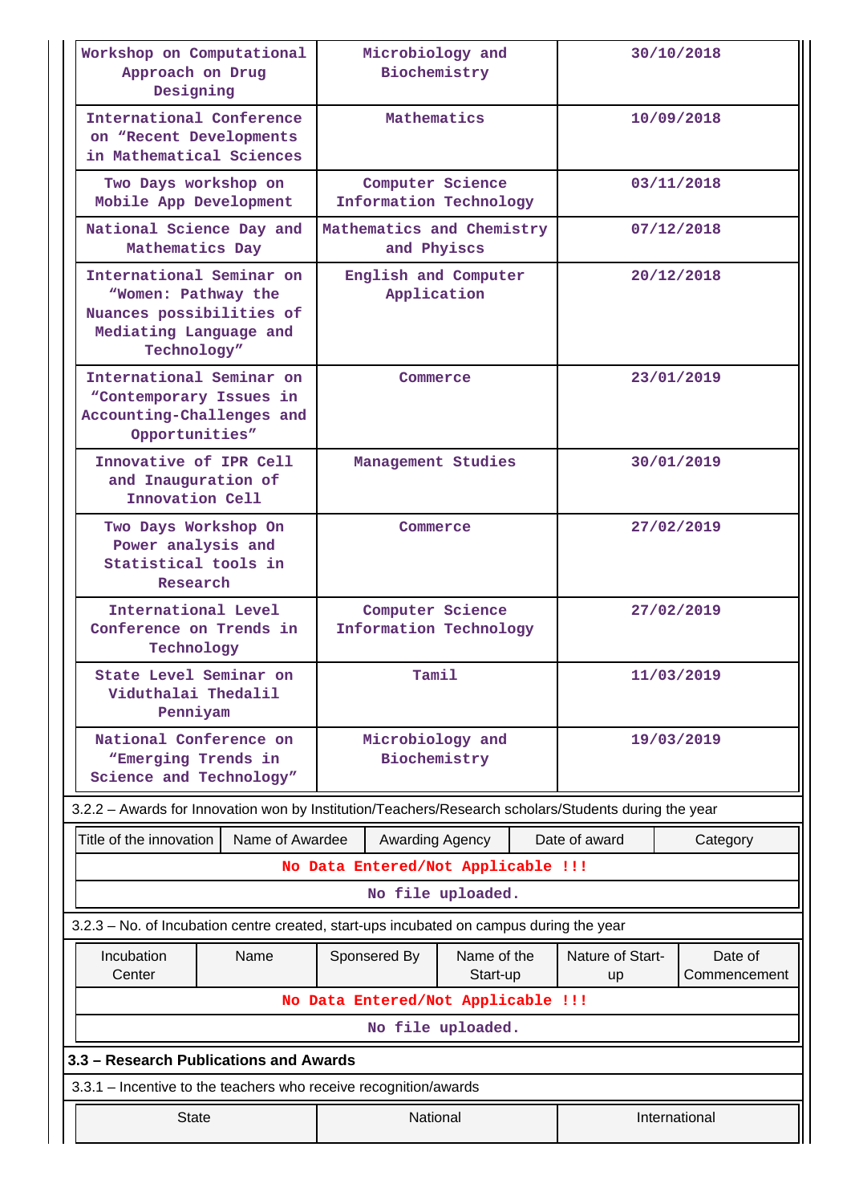| Workshop on Computational Approach on Drug Designing | Microbiology and Biochemistry | 30/10/2018 |
|---|---|---|
| International Conference on "Recent Developments in Mathematical Sciences | Mathematics | 10/09/2018 |
| Two Days workshop on Mobile App Development | Computer Science Information Technology | 03/11/2018 |
| National Science Day and Mathematics Day | Mathematics and Chemistry and Phyiscs | 07/12/2018 |
| International Seminar on "Women: Pathway the Nuances possibilities of Mediating Language and Technology" | English and Computer Application | 20/12/2018 |
| International Seminar on "Contemporary Issues in Accounting-Challenges and Opportunities" | Commerce | 23/01/2019 |
| Innovative of IPR Cell and Inauguration of Innovation Cell | Management Studies | 30/01/2019 |
| Two Days Workshop On Power analysis and Statistical tools in Research | Commerce | 27/02/2019 |
| International Level Conference on Trends in Technology | Computer Science Information Technology | 27/02/2019 |
| State Level Seminar on Viduthalai Thedalil Penniyam | Tamil | 11/03/2019 |
| National Conference on "Emerging Trends in Science and Technology" | Microbiology and Biochemistry | 19/03/2019 |

3.2.2 – Awards for Innovation won by Institution/Teachers/Research scholars/Students during the year

| Title of the innovation | Name of Awardee | Awarding Agency | Date of award | Category |
|---|---|---|---|---|
| No Data Entered/Not Applicable !!! | | | | |
| No file uploaded. | | | | |

3.2.3 – No. of Incubation centre created, start-ups incubated on campus during the year

| Incubation Center | Name | Sponsered By | Name of the Start-up | Nature of Start-up | Date of Commencement |
|---|---|---|---|---|---|
| No Data Entered/Not Applicable !!! | | | | | |
| No file uploaded. | | | | | |

**3.3 – Research Publications and Awards**

3.3.1 – Incentive to the teachers who receive recognition/awards

| State | National | International |
|---|---|---|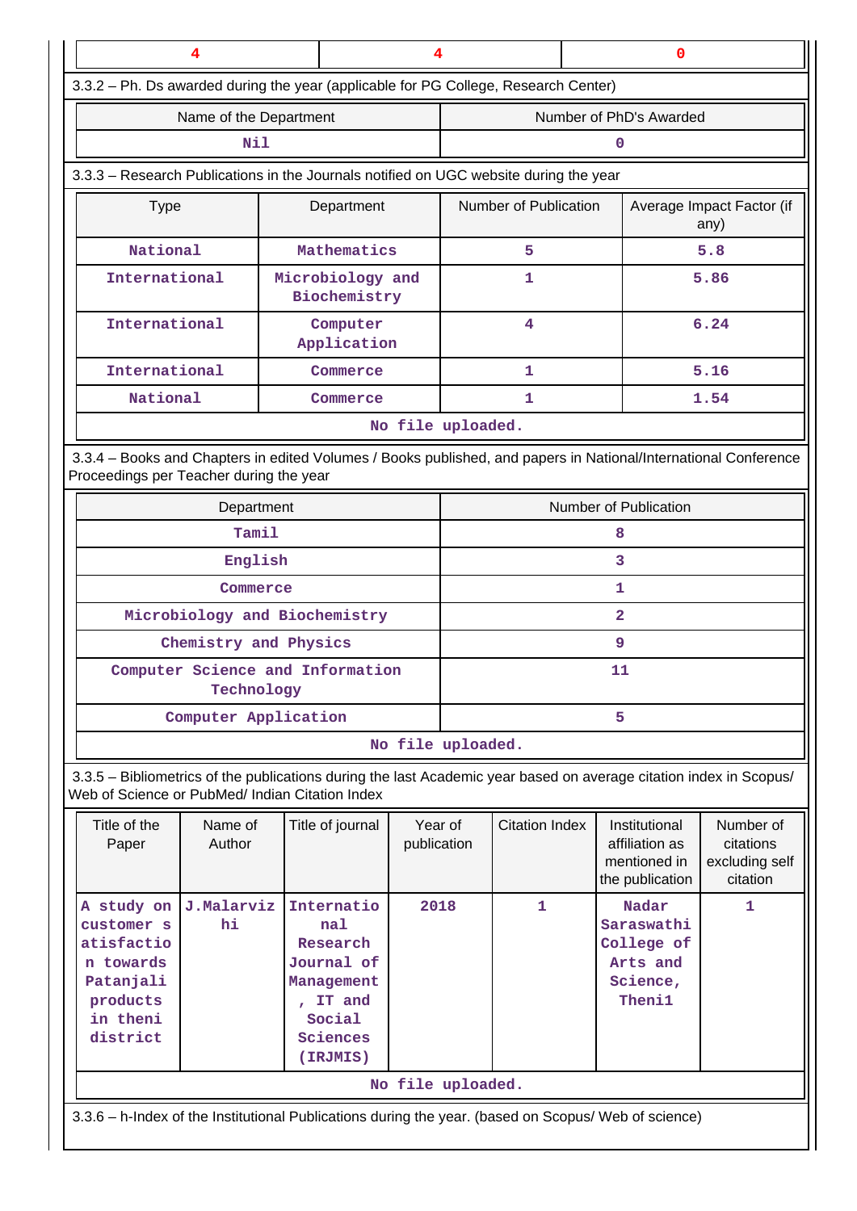| 4 | 4 | 0 |
|---|---|---|

3.3.2 – Ph. Ds awarded during the year (applicable for PG College, Research Center)

| Name of the Department | Number of PhD's Awarded |
|---|---|
| Nil | 0 |

3.3.3 – Research Publications in the Journals notified on UGC website during the year

| Type | Department | Number of Publication | Average Impact Factor (if any) |
|---|---|---|---|
| National | Mathematics | 5 | 5.8 |
| International | Microbiology and Biochemistry | 1 | 5.86 |
| International | Computer Application | 4 | 6.24 |
| International | Commerce | 1 | 5.16 |
| National | Commerce | 1 | 1.54 |

No file uploaded.

3.3.4 – Books and Chapters in edited Volumes / Books published, and papers in National/International Conference Proceedings per Teacher during the year

| Department | Number of Publication |
|---|---|
| Tamil | 8 |
| English | 3 |
| Commerce | 1 |
| Microbiology and Biochemistry | 2 |
| Chemistry and Physics | 9 |
| Computer Science and Information Technology | 11 |
| Computer Application | 5 |

No file uploaded.

3.3.5 – Bibliometrics of the publications during the last Academic year based on average citation index in Scopus/ Web of Science or PubMed/ Indian Citation Index

| Title of the Paper | Name of Author | Title of journal | Year of publication | Citation Index | Institutional affiliation as mentioned in the publication | Number of citations excluding self citation |
|---|---|---|---|---|---|---|
| A study on customer satisfaction towards Patanjali products in theni district | J.Malarvizhi | International Research Journal of Management, IT and Social Sciences (IRJMIS) | 2018 | 1 | Nadar Saraswathi College of Arts and Science, Theni1 | 1 |

No file uploaded.

3.3.6 – h-Index of the Institutional Publications during the year. (based on Scopus/ Web of science)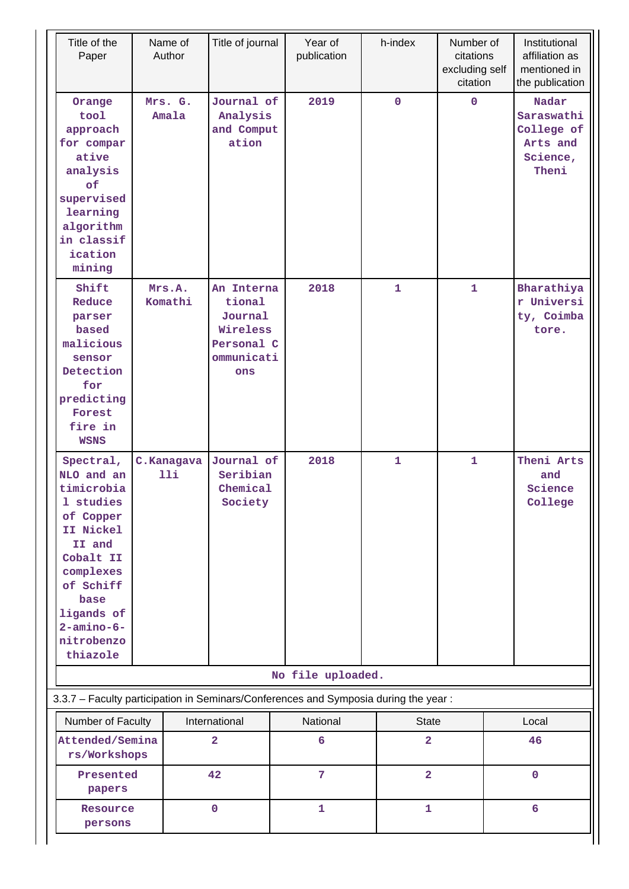| Title of the Paper | Name of Author | Title of journal | Year of publication | h-index | Number of citations excluding self citation | Institutional affiliation as mentioned in the publication |
|---|---|---|---|---|---|---|
| Orange tool approach for comparative analysis of supervised learning algorithm in classification mining | Mrs. G. Amala | Journal of Analysis and Computation | 2019 | 0 | 0 | Nadar Saraswathi College of Arts and Science, Theni |
| Shift Reduce parser based malicious sensor Detection for predicting Forest fire in WSNS | Mrs.A. Komathi | An International Journal Wireless Personal Communications | 2018 | 1 | 1 | Bharathiyar University, Coimbatore. |
| Spectral, NLO and antimicrobial studies of Copper II Nickel II and Cobalt II complexes of Schiff base ligands of 2-amino-6-nitrobenzothiazole | C.Kanagavalli | Journal of Seribian Chemical Society | 2018 | 1 | 1 | Theni Arts and Science College |

No file uploaded.

3.3.7 – Faculty participation in Seminars/Conferences and Symposia during the year :

| Number of Faculty | International | National | State | Local |
|---|---|---|---|---|
| Attended/Seminars/Workshops | 2 | 6 | 2 | 46 |
| Presented papers | 42 | 7 | 2 | 0 |
| Resource persons | 0 | 1 | 1 | 6 |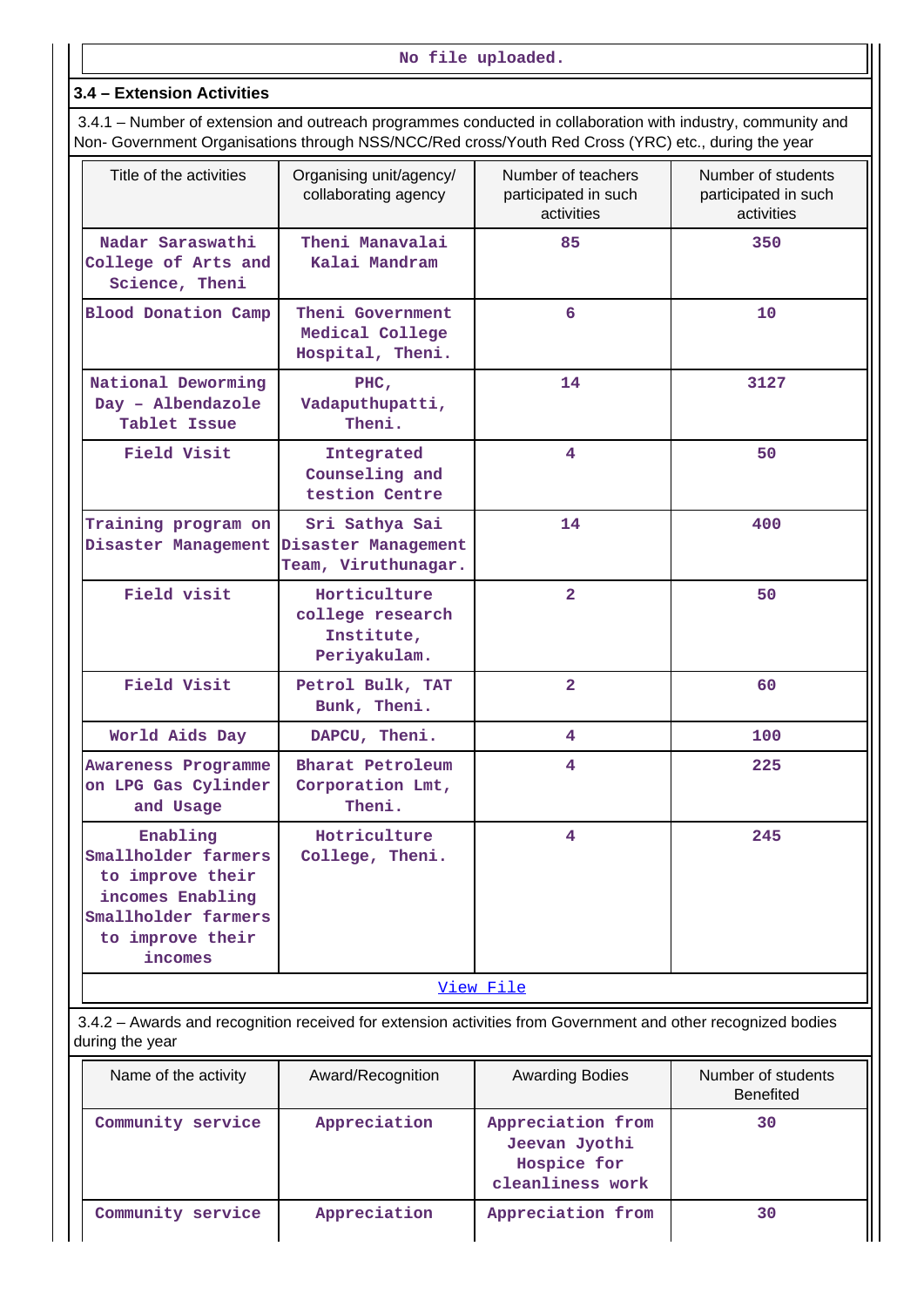No file uploaded.

### 3.4 – Extension Activities

3.4.1 – Number of extension and outreach programmes conducted in collaboration with industry, community and Non- Government Organisations through NSS/NCC/Red cross/Youth Red Cross (YRC) etc., during the year

| Title of the activities | Organising unit/agency/ collaborating agency | Number of teachers participated in such activities | Number of students participated in such activities |
|---|---|---|---|
| Nadar Saraswathi College of Arts and Science, Theni | Theni Manavalai Kalai Mandram | 85 | 350 |
| Blood Donation Camp | Theni Government Medical College Hospital, Theni. | 6 | 10 |
| National Deworming Day – Albendazole Tablet Issue | PHC, Vadaputhupatti, Theni. | 14 | 3127 |
| Field Visit | Integrated Counseling and testion Centre | 4 | 50 |
| Training program on Disaster Management | Sri Sathya Sai Disaster Management Team, Viruthunagar. | 14 | 400 |
| Field visit | Horticulture college research Institute, Periyakulam. | 2 | 50 |
| Field Visit | Petrol Bulk, TAT Bunk, Theni. | 2 | 60 |
| World Aids Day | DAPCU, Theni. | 4 | 100 |
| Awareness Programme on LPG Gas Cylinder and Usage | Bharat Petroleum Corporation Lmt, Theni. | 4 | 225 |
| Enabling Smallholder farmers to improve their incomes Enabling Smallholder farmers to improve their incomes | Hotriculture College, Theni. | 4 | 245 |

View File

3.4.2 – Awards and recognition received for extension activities from Government and other recognized bodies during the year

| Name of the activity | Award/Recognition | Awarding Bodies | Number of students Benefited |
|---|---|---|---|
| Community service | Appreciation | Appreciation from Jeevan Jyothi Hospice for cleanliness work | 30 |
| Community service | Appreciation | Appreciation from | 30 |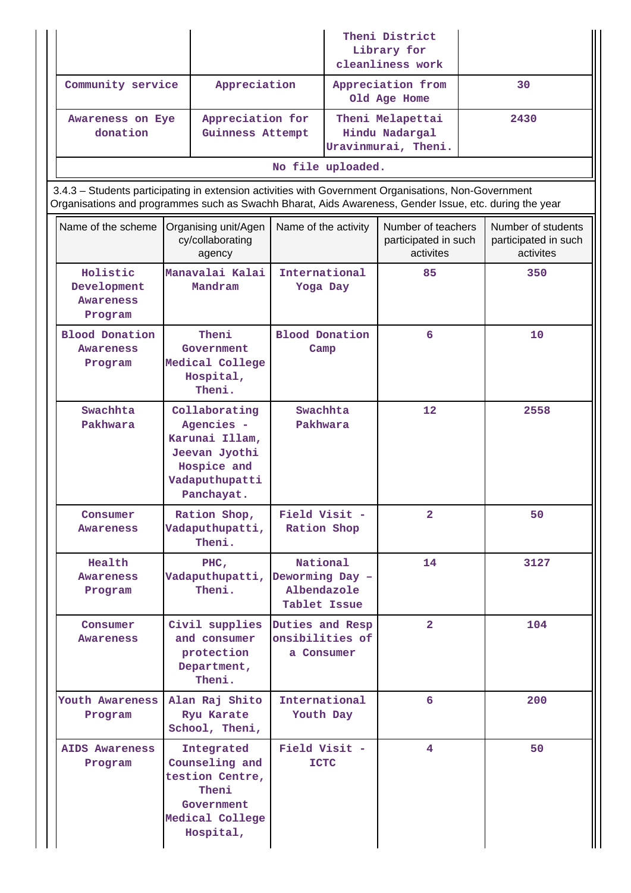| | | Theni District Library for cleanliness work | |
|---|---|---|---|
| Community service | Appreciation | Appreciation from Old Age Home | 30 |
| Awareness on Eye donation | Appreciation for Guinness Attempt | Theni Melapettai Hindu Nadargal Uravinmurai, Theni. | 2430 |

No file uploaded.

3.4.3 – Students participating in extension activities with Government Organisations, Non-Government Organisations and programmes such as Swachh Bharat, Aids Awareness, Gender Issue, etc. during the year

| Name of the scheme | Organising unit/Agency/collaborating agency | Name of the activity | Number of teachers participated in such activites | Number of students participated in such activites |
|---|---|---|---|---|
| Holistic Development Awareness Program | Manavalai Kalai Mandram | International Yoga Day | 85 | 350 |
| Blood Donation Awareness Program | Theni Government Medical College Hospital, Theni. | Blood Donation Camp | 6 | 10 |
| Swachhta Pakhwara | Collaborating Agencies - Karunai Illam, Jeevan Jyothi Hospice and Vadaputhupatti Panchayat. | Swachhta Pakhwara | 12 | 2558 |
| Consumer Awareness | Ration Shop, Vadaputhupatti, Theni. | Field Visit - Ration Shop | 2 | 50 |
| Health Awareness Program | PHC, Vadaputhupatti, Theni. | National Deworming Day – Albendazole Tablet Issue | 14 | 3127 |
| Consumer Awareness | Civil supplies and consumer protection Department, Theni. | Duties and Responsibilities of a Consumer | 2 | 104 |
| Youth Awareness Program | Alan Raj Shito Ryu Karate School, Theni, | International Youth Day | 6 | 200 |
| AIDS Awareness Program | Integrated Counseling and testion Centre, Theni Government Medical College Hospital, | Field Visit - ICTC | 4 | 50 |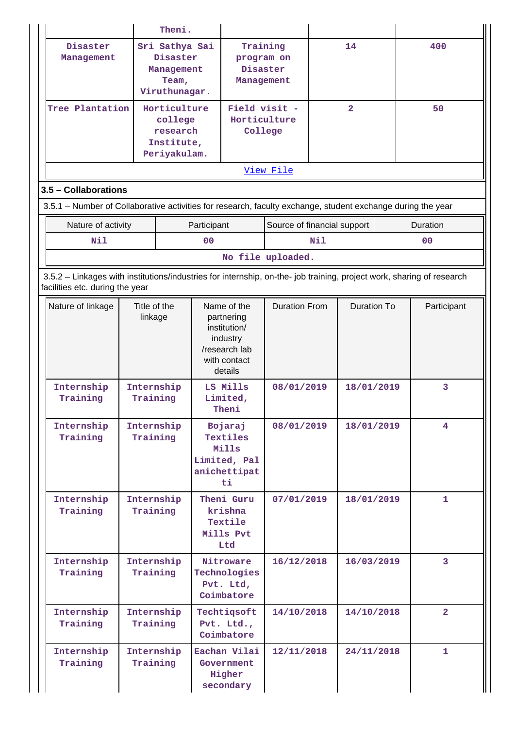| | Theni. | | | |
|---|---|---|---|---|
| Disaster Management | Sri Sathya Sai Disaster Management Team, Viruthunagar. | Training program on Disaster Management | 14 | 400 |
| Tree Plantation | Horticulture college research Institute, Periyakulam. | Field visit - Horticulture College | 2 | 50 |

View File

### 3.5 – Collaborations

3.5.1 – Number of Collaborative activities for research, faculty exchange, student exchange during the year

| Nature of activity | Participant | Source of financial support | Duration |
|---|---|---|---|
| Nil | 00 | Nil | 00 |

No file uploaded.

3.5.2 – Linkages with institutions/industries for internship, on-the- job training, project work, sharing of research facilities etc. during the year

| Nature of linkage | Title of the linkage | Name of the partnering institution/ industry /research lab with contact details | Duration From | Duration To | Participant |
|---|---|---|---|---|---|
| Internship Training | Internship Training | LS Mills Limited, Theni | 08/01/2019 | 18/01/2019 | 3 |
| Internship Training | Internship Training | Bojaraj Textiles Mills Limited, Palanichettipatti | 08/01/2019 | 18/01/2019 | 4 |
| Internship Training | Internship Training | Theni Guru krishna Textile Mills Pvt Ltd | 07/01/2019 | 18/01/2019 | 1 |
| Internship Training | Internship Training | Nitroware Technologies Pvt. Ltd, Coimbatore | 16/12/2018 | 16/03/2019 | 3 |
| Internship Training | Internship Training | Techtiqsoft Pvt. Ltd., Coimbatore | 14/10/2018 | 14/10/2018 | 2 |
| Internship Training | Internship Training | Eachan Vilai Government Higher secondary | 12/11/2018 | 24/11/2018 | 1 |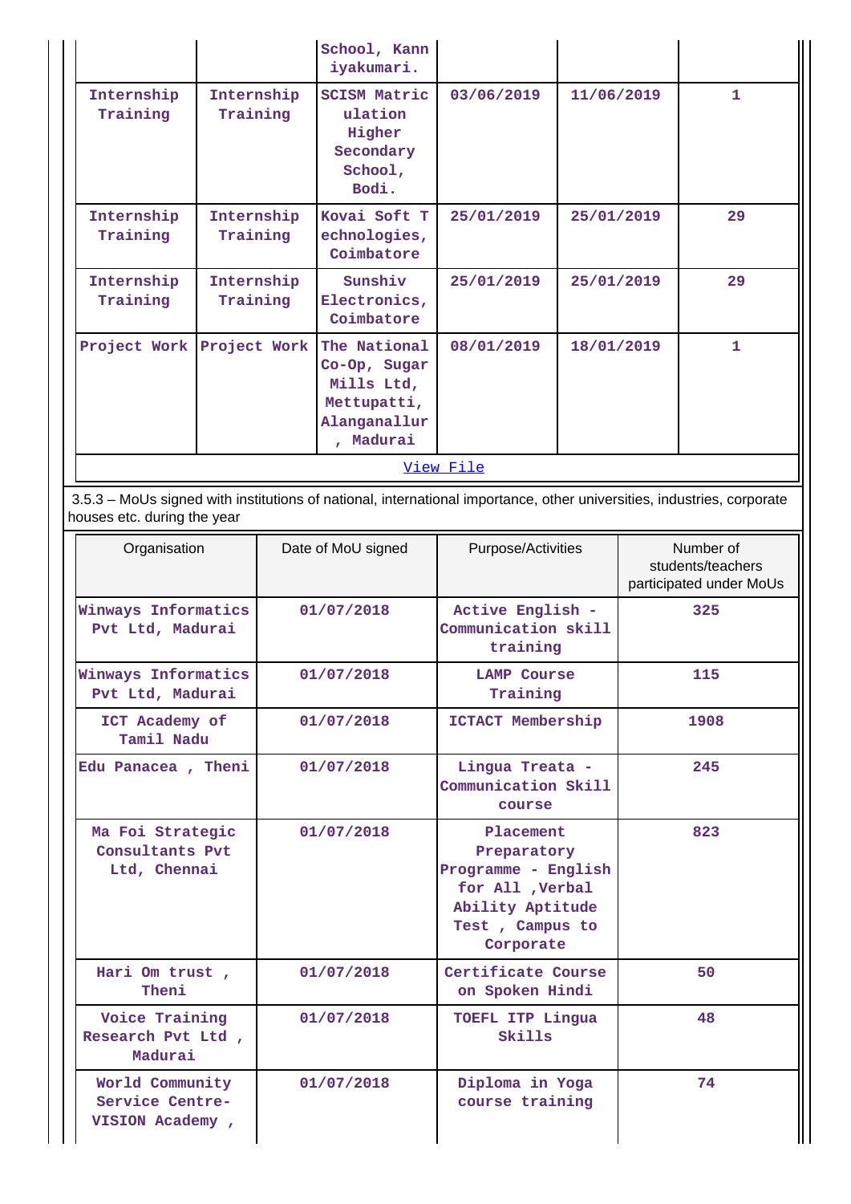| | | School, Kanniyakumari. | | | |
|---|---|---|---|---|---|
| Internship Training | Internship Training | SCISM Matriculation Higher Secondary School, Bodi. | 03/06/2019 | 11/06/2019 | 1 |
| Internship Training | Internship Training | Kovai Soft Technologies, Coimbatore | 25/01/2019 | 25/01/2019 | 29 |
| Internship Training | Internship Training | Sunshiv Electronics, Coimbatore | 25/01/2019 | 25/01/2019 | 29 |
| Project Work | Project Work | The National Co-Op, Sugar Mills Ltd, Mettupatti, Alanganallur, Madurai | 08/01/2019 | 18/01/2019 | 1 |

View File

3.5.3 – MoUs signed with institutions of national, international importance, other universities, industries, corporate houses etc. during the year

| Organisation | Date of MoU signed | Purpose/Activities | Number of students/teachers participated under MoUs |
|---|---|---|---|
| Winways Informatics Pvt Ltd, Madurai | 01/07/2018 | Active English - Communication skill training | 325 |
| Winways Informatics Pvt Ltd, Madurai | 01/07/2018 | LAMP Course Training | 115 |
| ICT Academy of Tamil Nadu | 01/07/2018 | ICTACT Membership | 1908 |
| Edu Panacea , Theni | 01/07/2018 | Lingua Treata - Communication Skill course | 245 |
| Ma Foi Strategic Consultants Pvt Ltd, Chennai | 01/07/2018 | Placement Preparatory Programme - English for All ,Verbal Ability Aptitude Test , Campus to Corporate | 823 |
| Hari Om trust , Theni | 01/07/2018 | Certificate Course on Spoken Hindi | 50 |
| Voice Training Research Pvt Ltd , Madurai | 01/07/2018 | TOEFL ITP Lingua Skills | 48 |
| World Community Service Centre- VISION Academy , | 01/07/2018 | Diploma in Yoga course training | 74 |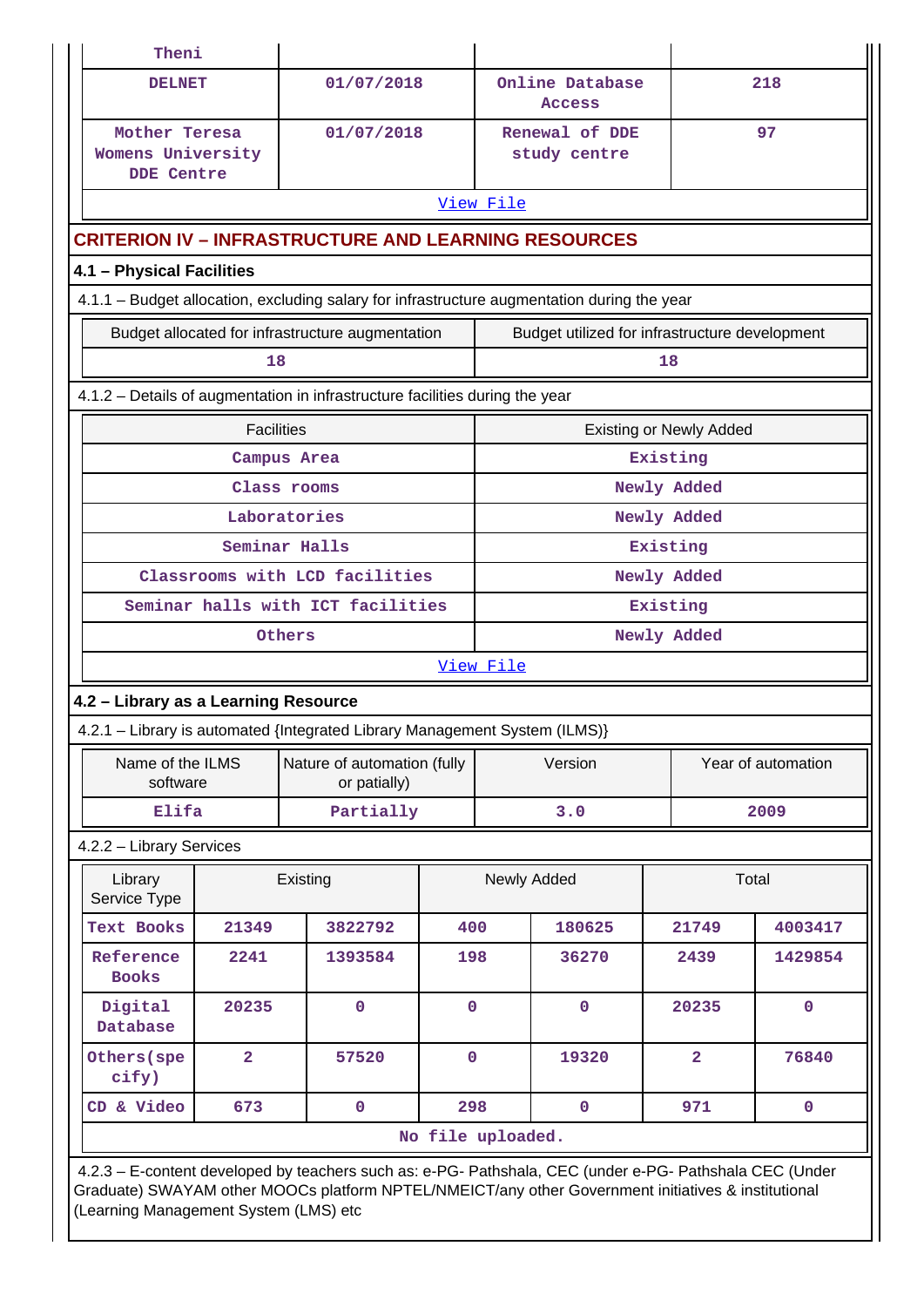| Theni | | | |
|---|---|---|---|
| DELNET | 01/07/2018 | Online Database Access | 218 |
| Mother Teresa Womens University DDE Centre | 01/07/2018 | Renewal of DDE study centre | 97 |
| View File | | | |

## CRITERION IV – INFRASTRUCTURE AND LEARNING RESOURCES

### 4.1 – Physical Facilities

4.1.1 – Budget allocation, excluding salary for infrastructure augmentation during the year

| Budget allocated for infrastructure augmentation | Budget utilized for infrastructure development |
|---|---|
| 18 | 18 |

4.1.2 – Details of augmentation in infrastructure facilities during the year

| Facilities | Existing or Newly Added |
|---|---|
| Campus Area | Existing |
| Class rooms | Newly Added |
| Laboratories | Newly Added |
| Seminar Halls | Existing |
| Classrooms with LCD facilities | Newly Added |
| Seminar halls with ICT facilities | Existing |
| Others | Newly Added |
| View File | |

### 4.2 – Library as a Learning Resource

4.2.1 – Library is automated {Integrated Library Management System (ILMS)}

| Name of the ILMS software | Nature of automation (fully or patially) | Version | Year of automation |
|---|---|---|---|
| Elifa | Partially | 3.0 | 2009 |

4.2.2 – Library Services

| Library Service Type | Existing | | Newly Added | | Total | |
|---|---|---|---|---|---|---|
| Text Books | 21349 | 3822792 | 400 | 180625 | 21749 | 4003417 |
| Reference Books | 2241 | 1393584 | 198 | 36270 | 2439 | 1429854 |
| Digital Database | 20235 | 0 | 0 | 0 | 20235 | 0 |
| Others(specify) | 2 | 57520 | 0 | 19320 | 2 | 76840 |
| CD & Video | 673 | 0 | 298 | 0 | 971 | 0 |
| No file uploaded. | | | | | | |

4.2.3 – E-content developed by teachers such as: e-PG- Pathshala, CEC (under e-PG- Pathshala CEC (Under Graduate) SWAYAM other MOOCs platform NPTEL/NMEICT/any other Government initiatives & institutional (Learning Management System (LMS) etc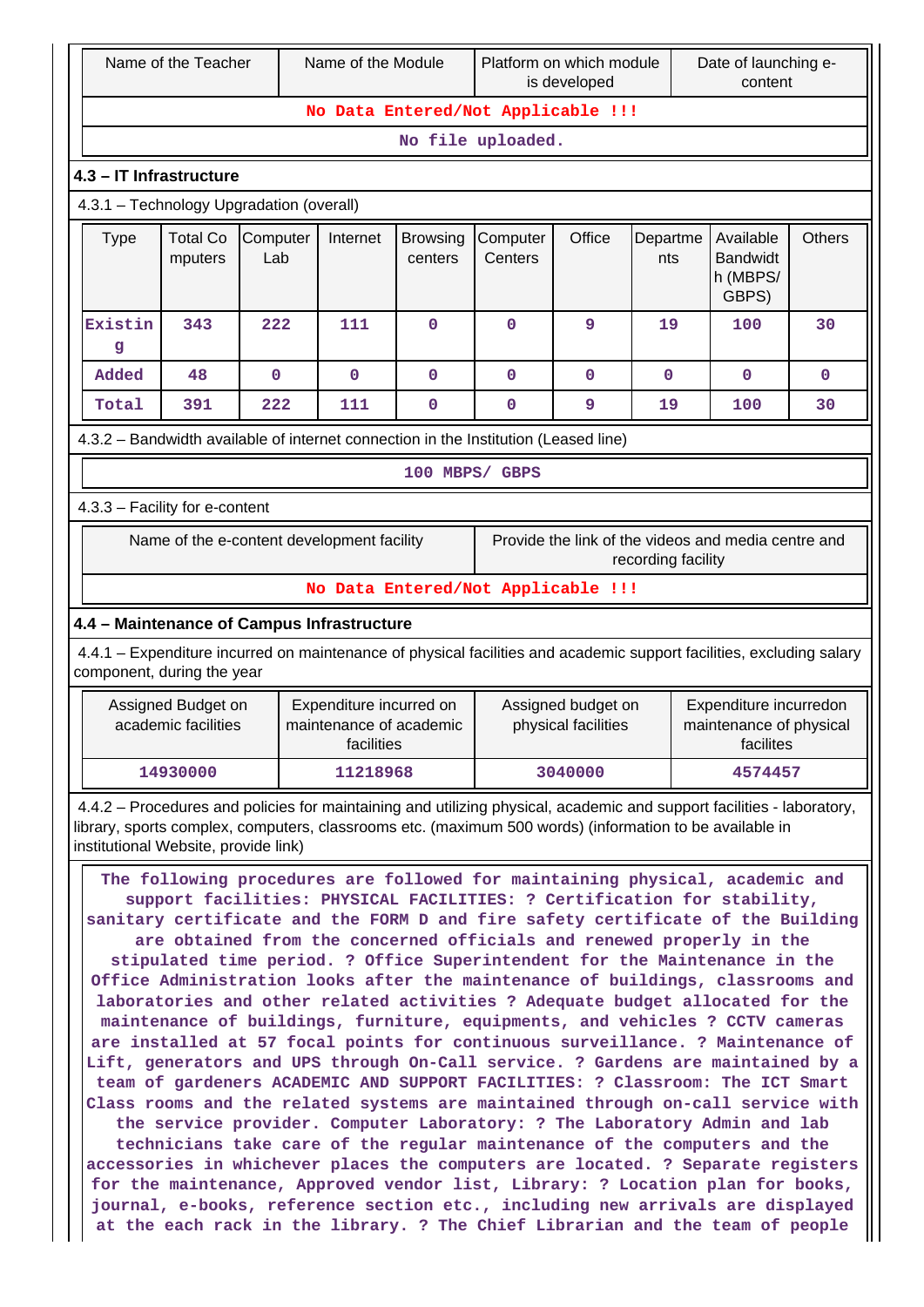| Name of the Teacher | Name of the Module | Platform on which module is developed | Date of launching e-content |
|---|---|---|---|
| No Data Entered/Not Applicable !!! | | | |
| No file uploaded. | | | |

### 4.3 – IT Infrastructure

4.3.1 – Technology Upgradation (overall)

| Type | Total Computers | Computer Lab | Internet | Browsing centers | Computer Centers | Office | Departments | Available Bandwidth (MBPS/ GBPS) | Others |
|---|---|---|---|---|---|---|---|---|---|
| Existing | 343 | 222 | 111 | 0 | 0 | 9 | 19 | 100 | 30 |
| Added | 48 | 0 | 0 | 0 | 0 | 0 | 0 | 0 | 0 |
| Total | 391 | 222 | 111 | 0 | 0 | 9 | 19 | 100 | 30 |

4.3.2 – Bandwidth available of internet connection in the Institution (Leased line)

100 MBPS/ GBPS

4.3.3 – Facility for e-content

| Name of the e-content development facility | Provide the link of the videos and media centre and recording facility |
|---|---|
| No Data Entered/Not Applicable !!! | |

### 4.4 – Maintenance of Campus Infrastructure

4.4.1 – Expenditure incurred on maintenance of physical facilities and academic support facilities, excluding salary component, during the year

| Assigned Budget on academic facilities | Expenditure incurred on maintenance of academic facilities | Assigned budget on physical facilities | Expenditure incurredon maintenance of physical facilites |
|---|---|---|---|
| 14930000 | 11218968 | 3040000 | 4574457 |

4.4.2 – Procedures and policies for maintaining and utilizing physical, academic and support facilities - laboratory, library, sports complex, computers, classrooms etc. (maximum 500 words) (information to be available in institutional Website, provide link)

The following procedures are followed for maintaining physical, academic and support facilities: PHYSICAL FACILITIES: ? Certification for stability, sanitary certificate and the FORM D and fire safety certificate of the Building are obtained from the concerned officials and renewed properly in the stipulated time period. ? Office Superintendent for the Maintenance in the Office Administration looks after the maintenance of buildings, classrooms and laboratories and other related activities ? Adequate budget allocated for the maintenance of buildings, furniture, equipments, and vehicles ? CCTV cameras are installed at 57 focal points for continuous surveillance. ? Maintenance of Lift, generators and UPS through On-Call service. ? Gardens are maintained by a team of gardeners ACADEMIC AND SUPPORT FACILITIES: ? Classroom: The ICT Smart Class rooms and the related systems are maintained through on-call service with the service provider. Computer Laboratory: ? The Laboratory Admin and lab technicians take care of the regular maintenance of the computers and the accessories in whichever places the computers are located. ? Separate registers for the maintenance, Approved vendor list, Library: ? Location plan for books, journal, e-books, reference section etc., including new arrivals are displayed at the each rack in the library. ? The Chief Librarian and the team of people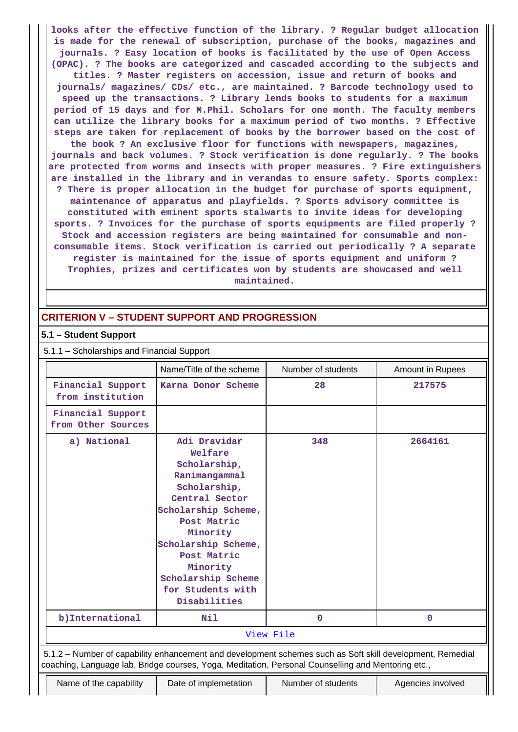looks after the effective function of the library. ? Regular budget allocation is made for the renewal of subscription, purchase of the books, magazines and journals. ? Easy location of books is facilitated by the use of Open Access (OPAC). ? The books are categorized and cascaded according to the subjects and titles. ? Master registers on accession, issue and return of books and journals/ magazines/ CDs/ etc., are maintained. ? Barcode technology used to speed up the transactions. ? Library lends books to students for a maximum period of 15 days and for M.Phil. Scholars for one month. The faculty members can utilize the library books for a maximum period of two months. ? Effective steps are taken for replacement of books by the borrower based on the cost of the book ? An exclusive floor for functions with newspapers, magazines, journals and back volumes. ? Stock verification is done regularly. ? The books are protected from worms and insects with proper measures. ? Fire extinguishers are installed in the library and in verandas to ensure safety. Sports complex: ? There is proper allocation in the budget for purchase of sports equipment, maintenance of apparatus and playfields. ? Sports advisory committee is constituted with eminent sports stalwarts to invite ideas for developing sports. ? Invoices for the purchase of sports equipments are filed properly ? Stock and accession registers are being maintained for consumable and non-consumable items. Stock verification is carried out periodically ? A separate register is maintained for the issue of sports equipment and uniform ? Trophies, prizes and certificates won by students are showcased and well maintained.

## CRITERION V – STUDENT SUPPORT AND PROGRESSION

### 5.1 – Student Support

5.1.1 – Scholarships and Financial Support

| | Name/Title of the scheme | Number of students | Amount in Rupees |
|---|---|---|---|
| Financial Support from institution | Karna Donor Scheme | 28 | 217575 |
| Financial Support from Other Sources | | | |
| a) National | Adi Dravidar Welfare Scholarship, Ranimangammal Scholarship, Central Sector Scholarship Scheme, Post Matric Minority Scholarship Scheme, Post Matric Minority Scholarship Scheme for Students with Disabilities | 348 | 2664161 |
| b)International | Nil | 0 | 0 |

View File

5.1.2 – Number of capability enhancement and development schemes such as Soft skill development, Remedial coaching, Language lab, Bridge courses, Yoga, Meditation, Personal Counselling and Mentoring etc.,

| Name of the capability | Date of implemetation | Number of students | Agencies involved |
|---|---|---|---|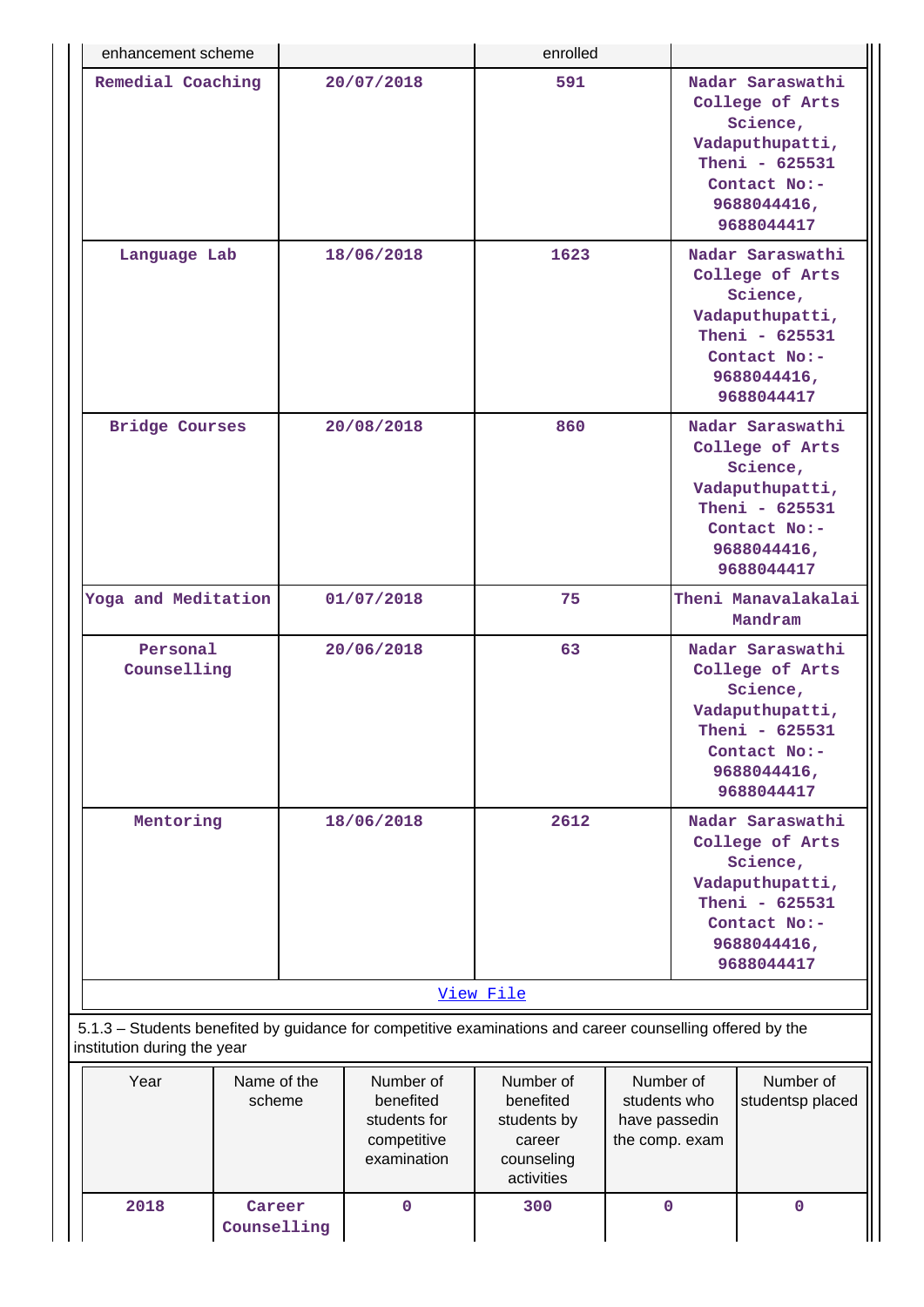| enhancement scheme | | enrolled | |
|---|---|---|---|
| Remedial Coaching | 20/07/2018 | 591 | Nadar Saraswathi College of Arts Science, Vadaputhupatti, Theni - 625531 Contact No:- 9688044416, 9688044417 |
| Language Lab | 18/06/2018 | 1623 | Nadar Saraswathi College of Arts Science, Vadaputhupatti, Theni - 625531 Contact No:- 9688044416, 9688044417 |
| Bridge Courses | 20/08/2018 | 860 | Nadar Saraswathi College of Arts Science, Vadaputhupatti, Theni - 625531 Contact No:- 9688044416, 9688044417 |
| Yoga and Meditation | 01/07/2018 | 75 | Theni Manavalakalai Mandram |
| Personal Counselling | 20/06/2018 | 63 | Nadar Saraswathi College of Arts Science, Vadaputhupatti, Theni - 625531 Contact No:- 9688044416, 9688044417 |
| Mentoring | 18/06/2018 | 2612 | Nadar Saraswathi College of Arts Science, Vadaputhupatti, Theni - 625531 Contact No:- 9688044416, 9688044417 |

View File

5.1.3 – Students benefited by guidance for competitive examinations and career counselling offered by the institution during the year

| Year | Name of the scheme | Number of benefited students for competitive examination | Number of benefited students by career counseling activities | Number of students who have passedin the comp. exam | Number of studentsp placed |
|---|---|---|---|---|---|
| 2018 | Career Counselling | 0 | 300 | 0 | 0 |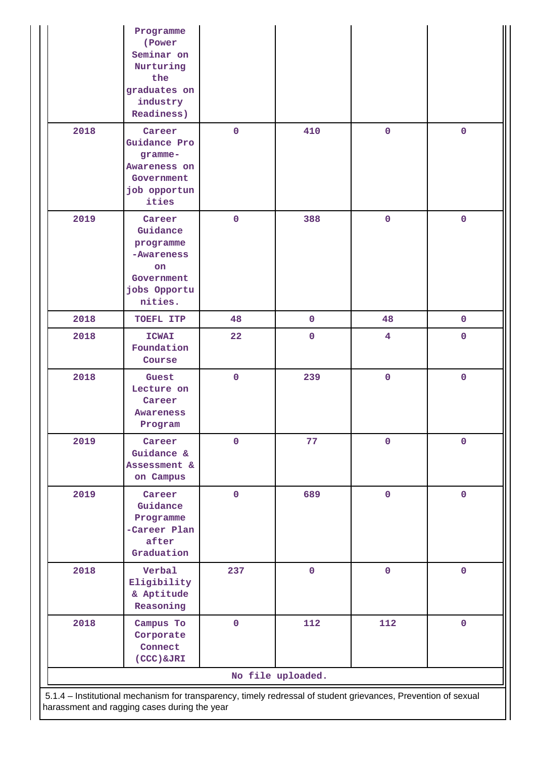|  | Programme (Power Seminar on Nurturing the graduates on industry Readiness) |  |  |  |  |
|---|---|---|---|---|---|
| 2018 | Career Guidance Programme-Awareness on Government job opportunities | 0 | 410 | 0 | 0 |
| 2019 | Career Guidance programme-Awareness on Government jobs Opportunities. | 0 | 388 | 0 | 0 |
| 2018 | TOEFL ITP | 48 | 0 | 48 | 0 |
| 2018 | ICWAI Foundation Course | 22 | 0 | 4 | 0 |
| 2018 | Guest Lecture on Career Awareness Program | 0 | 239 | 0 | 0 |
| 2019 | Career Guidance & Assessment & on Campus | 0 | 77 | 0 | 0 |
| 2019 | Career Guidance Programme-Career Plan after Graduation | 0 | 689 | 0 | 0 |
| 2018 | Verbal Eligibility & Aptitude Reasoning | 237 | 0 | 0 | 0 |
| 2018 | Campus To Corporate Connect (CCC)&JRI | 0 | 112 | 112 | 0 |

No file uploaded.

5.1.4 – Institutional mechanism for transparency, timely redressal of student grievances, Prevention of sexual harassment and ragging cases during the year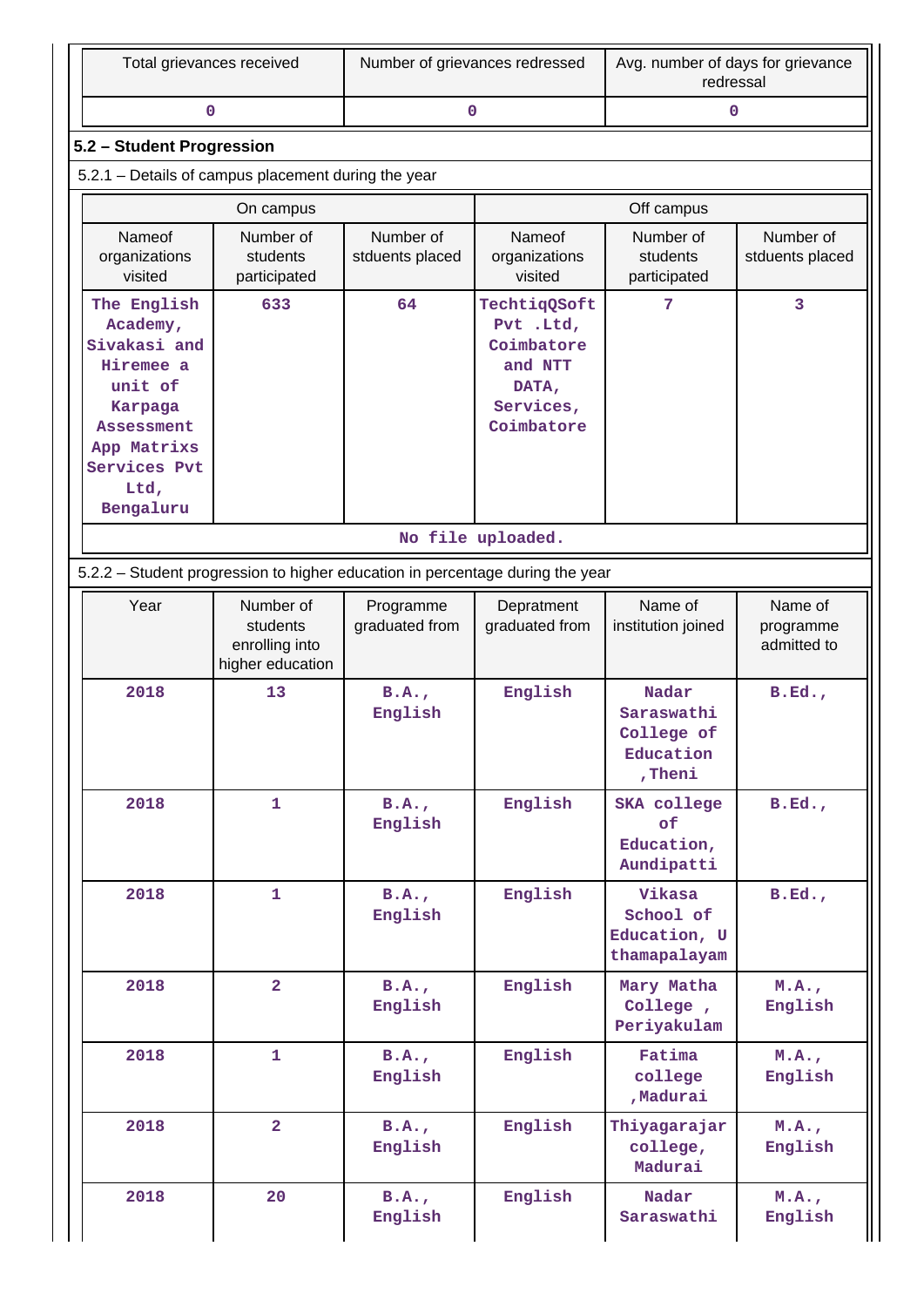| Total grievances received | Number of grievances redressed | Avg. number of days for grievance redressal |
|---|---|---|
| 0 | 0 | 0 |

## 5.2 – Student Progression

5.2.1 – Details of campus placement during the year

| On campus | | | Off campus | | |
|---|---|---|---|---|---|
| Nameof organizations visited | Number of students participated | Number of stduents placed | Nameof organizations visited | Number of students participated | Number of stduents placed |
| The English Academy, Sivakasi and Hiremee a unit of Karpaga Assessment App Matrixs Services Pvt Ltd, Bengaluru | 633 | 64 | TechtiqQSoft Pvt .Ltd, Coimbatore and NTT DATA, Services, Coimbatore | 7 | 3 |

No file uploaded.

5.2.2 – Student progression to higher education in percentage during the year

| Year | Number of students enrolling into higher education | Programme graduated from | Depratment graduated from | Name of institution joined | Name of programme admitted to |
|---|---|---|---|---|---|
| 2018 | 13 | B.A., English | English | Nadar Saraswathi College of Education ,Theni | B.Ed., |
| 2018 | 1 | B.A., English | English | SKA college of Education, Aundipatti | B.Ed., |
| 2018 | 1 | B.A., English | English | Vikasa School of Education, U thamapalayam | B.Ed., |
| 2018 | 2 | B.A., English | English | Mary Matha College , Periyakulam | M.A., English |
| 2018 | 1 | B.A., English | English | Fatima college ,Madurai | M.A., English |
| 2018 | 2 | B.A., English | English | Thiyagarajar college, Madurai | M.A., English |
| 2018 | 20 | B.A., English | English | Nadar Saraswathi | M.A., English |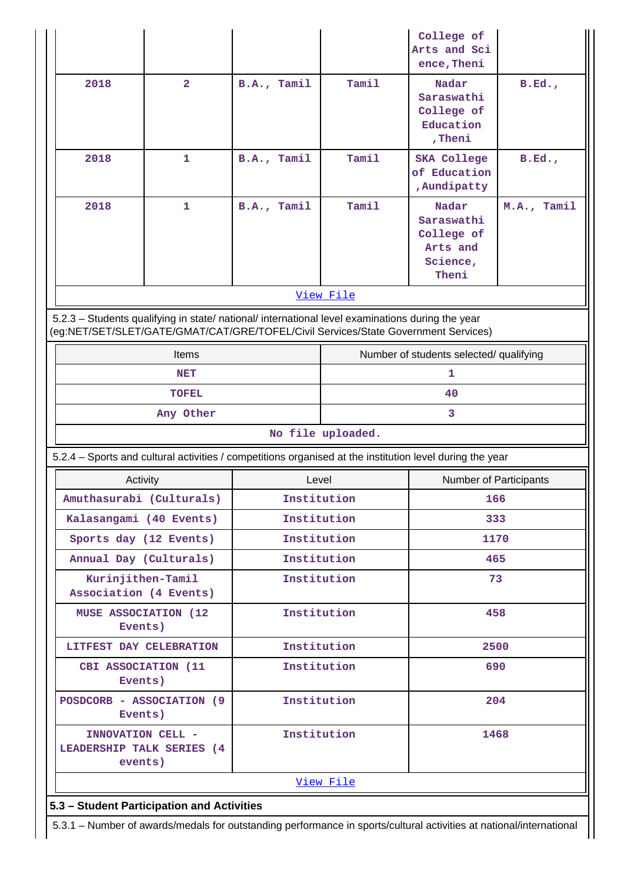|  |  |  |  | College of Arts and Science,Theni |  |
|---|---|---|---|---|---|
| 2018 | 2 | B.A., Tamil | Tamil | Nadar Saraswathi College of Education ,Theni | B.Ed., |
| 2018 | 1 | B.A., Tamil | Tamil | SKA College of Education ,Aundipatty | B.Ed., |
| 2018 | 1 | B.A., Tamil | Tamil | Nadar Saraswathi College of Arts and Science, Theni | M.A., Tamil |

View File

5.2.3 – Students qualifying in state/ national/ international level examinations during the year (eg:NET/SET/SLET/GATE/GMAT/CAT/GRE/TOFEL/Civil Services/State Government Services)

| Items | Number of students selected/ qualifying |
|---|---|
| NET | 1 |
| TOFEL | 40 |
| Any Other | 3 |

No file uploaded.

5.2.4 – Sports and cultural activities / competitions organised at the institution level during the year

| Activity | Level | Number of Participants |
|---|---|---|
| Amuthasurabi (Culturals) | Institution | 166 |
| Kalasangami (40 Events) | Institution | 333 |
| Sports day (12 Events) | Institution | 1170 |
| Annual Day (Culturals) | Institution | 465 |
| Kurinjithen-Tamil Association (4 Events) | Institution | 73 |
| MUSE ASSOCIATION (12 Events) | Institution | 458 |
| LITFEST DAY CELEBRATION | Institution | 2500 |
| CBI ASSOCIATION (11 Events) | Institution | 690 |
| POSDCORB - ASSOCIATION (9 Events) | Institution | 204 |
| INNOVATION CELL - LEADERSHIP TALK SERIES (4 events) | Institution | 1468 |

View File

**5.3 – Student Participation and Activities**

5.3.1 – Number of awards/medals for outstanding performance in sports/cultural activities at national/international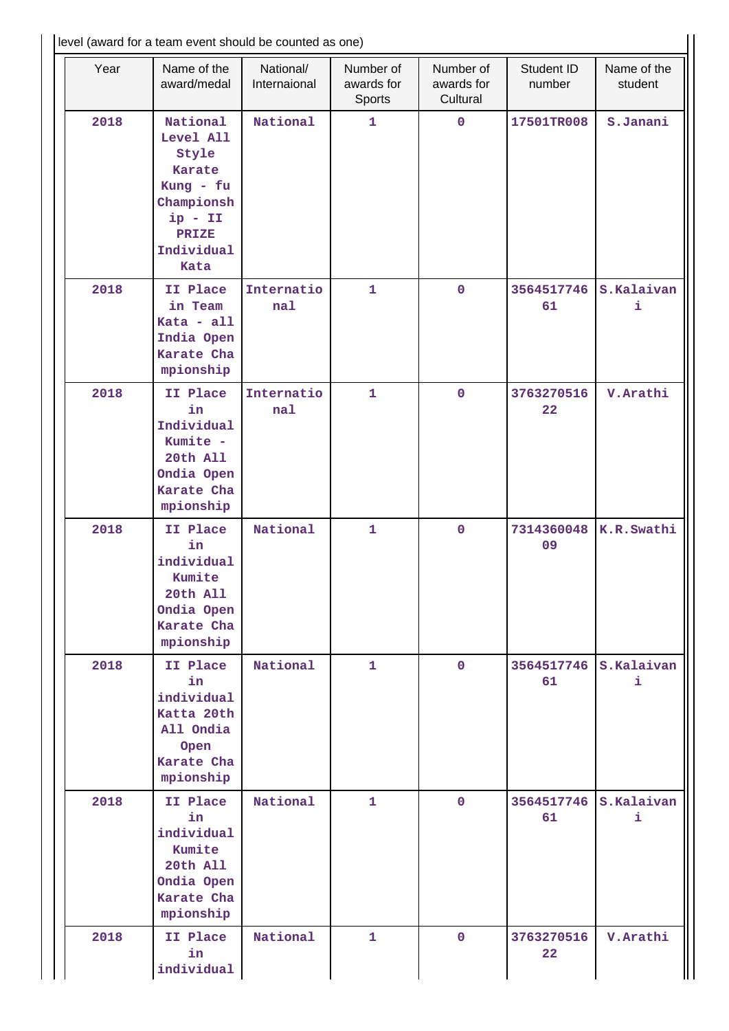level (award for a team event should be counted as one)

| Year | Name of the award/medal | National/ Internaional | Number of awards for Sports | Number of awards for Cultural | Student ID number | Name of the student |
|---|---|---|---|---|---|---|
| 2018 | National Level All Style Karate Kung - fu Championship - II PRIZE Individual Kata | National | 1 | 0 | 17501TR008 | S.Janani |
| 2018 | II Place in Team Kata - all India Open Karate Championship | International | 1 | 0 | 356451774661 | S.Kalaivani |
| 2018 | II Place in Individual Kumite - 20th All Ondia Open Karate Championship | International | 1 | 0 | 376327051622 | V.Arathi |
| 2018 | II Place in individual Kumite 20th All Ondia Open Karate Championship | National | 1 | 0 | 731436004809 | K.R.Swathi |
| 2018 | II Place in individual Katta 20th All Ondia Open Karate Championship | National | 1 | 0 | 356451774661 | S.Kalaivani |
| 2018 | II Place in individual Kumite 20th All Ondia Open Karate Championship | National | 1 | 0 | 356451774661 | S.Kalaivani |
| 2018 | II Place in individual | National | 1 | 0 | 376327051622 | V.Arathi |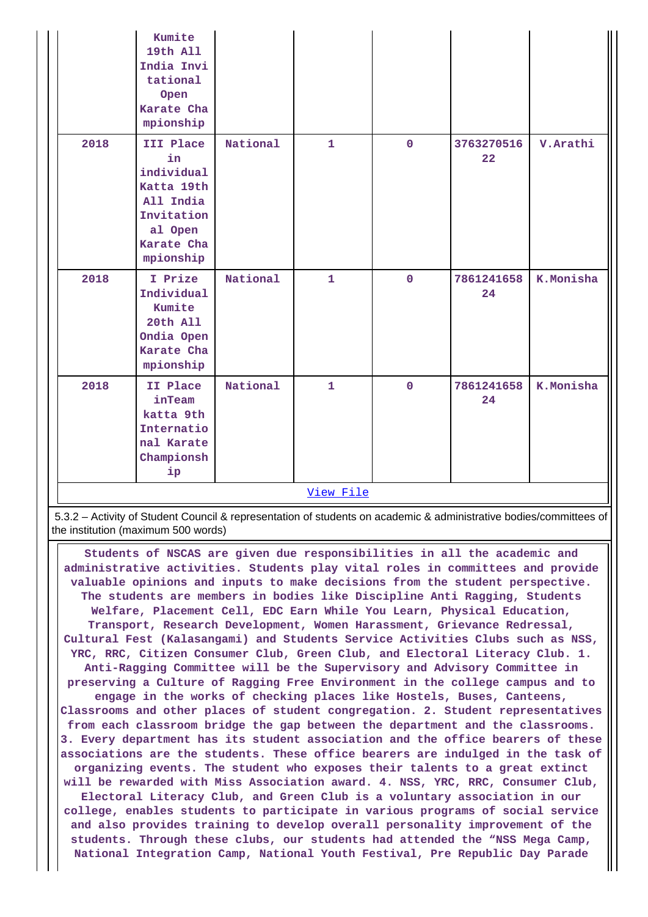|  | Kumite 19th All India Invitational Open Karate Championship |  |  |  |  |  |
|---|---|---|---|---|---|---|
| 2018 | III Place in individual Katta 19th All India Invitational Open Karate Championship | National | 1 | 0 | 376327051622 | V.Arathi |
| 2018 | I Prize Individual Kumite 20th All Ondia Open Karate Championship | National | 1 | 0 | 786124165824 | K.Monisha |
| 2018 | II Place inTeam katta 9th International Karate Championship | National | 1 | 0 | 786124165824 | K.Monisha |

View File

5.3.2 – Activity of Student Council & representation of students on academic & administrative bodies/committees of the institution (maximum 500 words)

Students of NSCAS are given due responsibilities in all the academic and administrative activities. Students play vital roles in committees and provide valuable opinions and inputs to make decisions from the student perspective. The students are members in bodies like Discipline Anti Ragging, Students Welfare, Placement Cell, EDC Earn While You Learn, Physical Education, Transport, Research Development, Women Harassment, Grievance Redressal, Cultural Fest (Kalasangami) and Students Service Activities Clubs such as NSS, YRC, RRC, Citizen Consumer Club, Green Club, and Electoral Literacy Club. 1. Anti-Ragging Committee will be the Supervisory and Advisory Committee in preserving a Culture of Ragging Free Environment in the college campus and to engage in the works of checking places like Hostels, Buses, Canteens, Classrooms and other places of student congregation. 2. Student representatives from each classroom bridge the gap between the department and the classrooms. 3. Every department has its student association and the office bearers of these associations are the students. These office bearers are indulged in the task of organizing events. The student who exposes their talents to a great extinct will be rewarded with Miss Association award. 4. NSS, YRC, RRC, Consumer Club, Electoral Literacy Club, and Green Club is a voluntary association in our college, enables students to participate in various programs of social service and also provides training to develop overall personality improvement of the students. Through these clubs, our students had attended the “NSS Mega Camp, National Integration Camp, National Youth Festival, Pre Republic Day Parade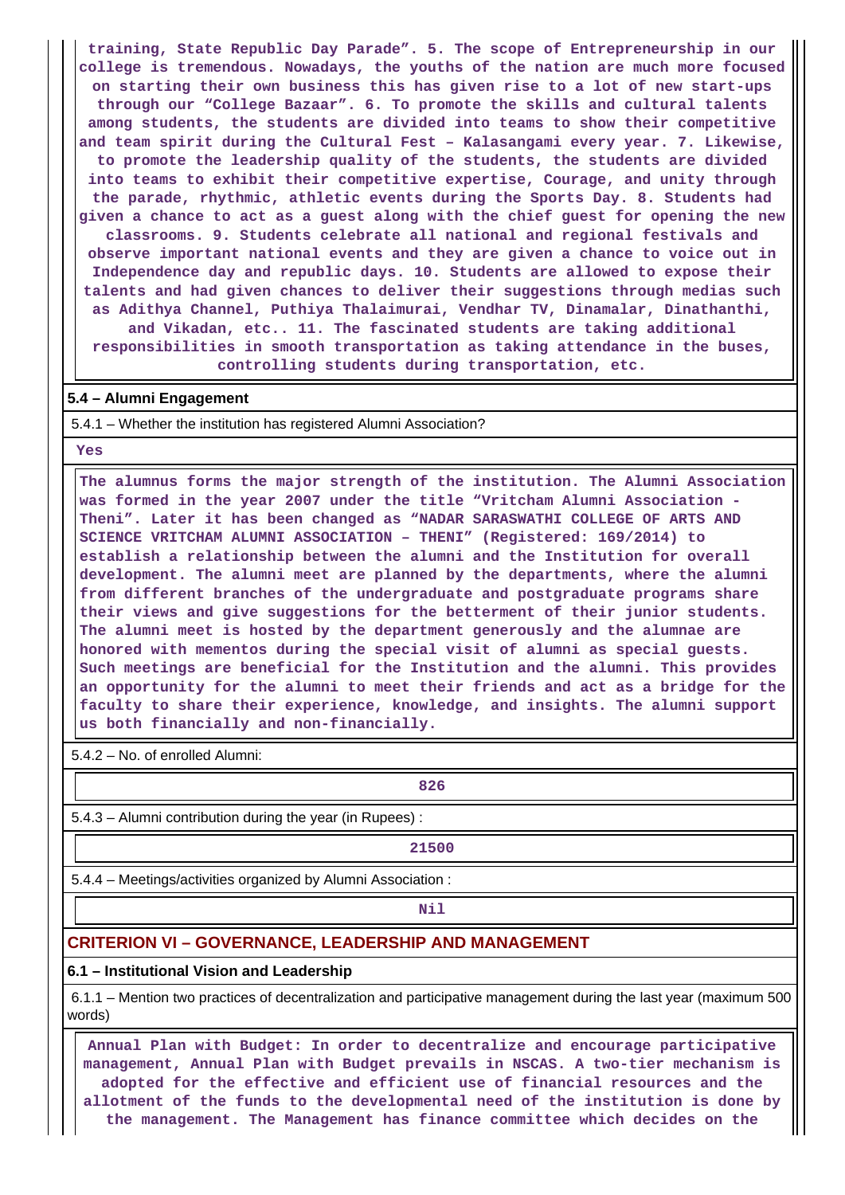**training, State Republic Day Parade". 5. The scope of Entrepreneurship in our college is tremendous. Nowadays, the youths of the nation are much more focused on starting their own business this has given rise to a lot of new start-ups through our "College Bazaar". 6. To promote the skills and cultural talents among students, the students are divided into teams to show their competitive and team spirit during the Cultural Fest – Kalasangami every year. 7. Likewise, to promote the leadership quality of the students, the students are divided into teams to exhibit their competitive expertise, Courage, and unity through the parade, rhythmic, athletic events during the Sports Day. 8. Students had given a chance to act as a guest along with the chief guest for opening the new classrooms. 9. Students celebrate all national and regional festivals and observe important national events and they are given a chance to voice out in Independence day and republic days. 10. Students are allowed to expose their talents and had given chances to deliver their suggestions through medias such as Adithya Channel, Puthiya Thalaimurai, Vendhar TV, Dinamalar, Dinathanthi, and Vikadan, etc.. 11. The fascinated students are taking additional responsibilities in smooth transportation as taking attendance in the buses, controlling students during transportation, etc.**

**5.4 – Alumni Engagement**

5.4.1 – Whether the institution has registered Alumni Association?

**Yes**

**The alumnus forms the major strength of the institution. The Alumni Association was formed in the year 2007 under the title "Vritcham Alumni Association - Theni". Later it has been changed as "NADAR SARASWATHI COLLEGE OF ARTS AND SCIENCE VRITCHAM ALUMNI ASSOCIATION – THENI" (Registered: 169/2014) to establish a relationship between the alumni and the Institution for overall development. The alumni meet are planned by the departments, where the alumni from different branches of the undergraduate and postgraduate programs share their views and give suggestions for the betterment of their junior students. The alumni meet is hosted by the department generously and the alumnae are honored with mementos during the special visit of alumni as special guests. Such meetings are beneficial for the Institution and the alumni. This provides an opportunity for the alumni to meet their friends and act as a bridge for the faculty to share their experience, knowledge, and insights. The alumni support us both financially and non-financially.**

5.4.2 – No. of enrolled Alumni:

**826**

5.4.3 – Alumni contribution during the year (in Rupees) :

**21500**

5.4.4 – Meetings/activities organized by Alumni Association :

**Nil**

## CRITERION VI – GOVERNANCE, LEADERSHIP AND MANAGEMENT

**6.1 – Institutional Vision and Leadership**

6.1.1 – Mention two practices of decentralization and participative management during the last year (maximum 500 words)

**Annual Plan with Budget: In order to decentralize and encourage participative management, Annual Plan with Budget prevails in NSCAS. A two-tier mechanism is adopted for the effective and efficient use of financial resources and the allotment of the funds to the developmental need of the institution is done by the management. The Management has finance committee which decides on the**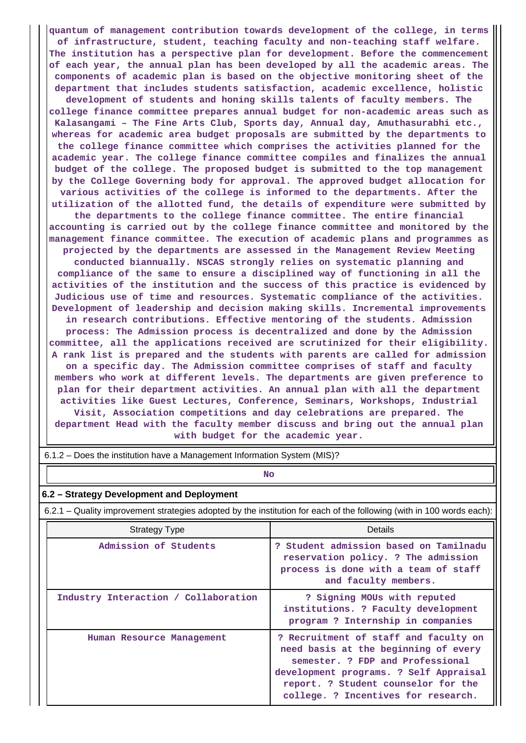quantum of management contribution towards development of the college, in terms of infrastructure, student, teaching faculty and non-teaching staff welfare. The institution has a perspective plan for development. Before the commencement of each year, the annual plan has been developed by all the academic areas. The components of academic plan is based on the objective monitoring sheet of the department that includes students satisfaction, academic excellence, holistic development of students and honing skills talents of faculty members. The college finance committee prepares annual budget for non-academic areas such as Kalasangami – The Fine Arts Club, Sports day, Annual day, Amuthasurabhi etc., whereas for academic area budget proposals are submitted by the departments to the college finance committee which comprises the activities planned for the academic year. The college finance committee compiles and finalizes the annual budget of the college. The proposed budget is submitted to the top management by the College Governing body for approval. The approved budget allocation for various activities of the college is informed to the departments. After the utilization of the allotted fund, the details of expenditure were submitted by the departments to the college finance committee. The entire financial accounting is carried out by the college finance committee and monitored by the management finance committee. The execution of academic plans and programmes as projected by the departments are assessed in the Management Review Meeting conducted biannually. NSCAS strongly relies on systematic planning and compliance of the same to ensure a disciplined way of functioning in all the activities of the institution and the success of this practice is evidenced by Judicious use of time and resources. Systematic compliance of the activities. Development of leadership and decision making skills. Incremental improvements in research contributions. Effective mentoring of the students. Admission process: The Admission process is decentralized and done by the Admission committee, all the applications received are scrutinized for their eligibility. A rank list is prepared and the students with parents are called for admission on a specific day. The Admission committee comprises of staff and faculty members who work at different levels. The departments are given preference to plan for their department activities. An annual plan with all the department activities like Guest Lectures, Conference, Seminars, Workshops, Industrial Visit, Association competitions and day celebrations are prepared. The department Head with the faculty member discuss and bring out the annual plan with budget for the academic year.

6.1.2 – Does the institution have a Management Information System (MIS)?

No

## 6.2 – Strategy Development and Deployment

6.2.1 – Quality improvement strategies adopted by the institution for each of the following (with in 100 words each):

| Strategy Type | Details |
|---|---|
| Admission of Students | ? Student admission based on Tamilnadu reservation policy. ? The admission process is done with a team of staff and faculty members. |
| Industry Interaction / Collaboration | ? Signing MOUs with reputed institutions. ? Faculty development program ? Internship in companies |
| Human Resource Management | ? Recruitment of staff and faculty on need basis at the beginning of every semester. ? FDP and Professional development programs. ? Self Appraisal report. ? Student counselor for the college. ? Incentives for research. |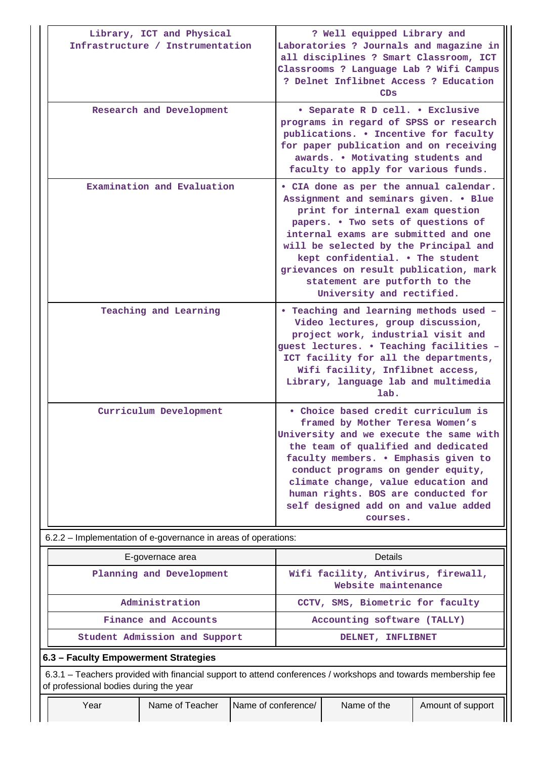| | |
|---|---|
| Library, ICT and Physical Infrastructure / Instrumentation | ? Well equipped Library and Laboratories ? Journals and magazine in all disciplines ? Smart Classroom, ICT Classrooms ? Language Lab ? Wifi Campus ? Delnet Inflibnet Access ? Education CDs |
| Research and Development | • Separate R D cell. • Exclusive programs in regard of SPSS or research publications. • Incentive for faculty for paper publication and on receiving awards. • Motivating students and faculty to apply for various funds. |
| Examination and Evaluation | • CIA done as per the annual calendar. Assignment and seminars given. • Blue print for internal exam question papers. • Two sets of questions of internal exams are submitted and one will be selected by the Principal and kept confidential. • The student grievances on result publication, mark statement are putforth to the University and rectified. |
| Teaching and Learning | • Teaching and learning methods used – Video lectures, group discussion, project work, industrial visit and guest lectures. • Teaching facilities – ICT facility for all the departments, Wifi facility, Inflibnet access, Library, language lab and multimedia lab. |
| Curriculum Development | • Choice based credit curriculum is framed by Mother Teresa Women's University and we execute the same with the team of qualified and dedicated faculty members. • Emphasis given to conduct programs on gender equity, climate change, value education and human rights. BOS are conducted for self designed add on and value added courses. |

6.2.2 – Implementation of e-governance in areas of operations:

| E-governace area | Details |
|---|---|
| Planning and Development | Wifi facility, Antivirus, firewall, Website maintenance |
| Administration | CCTV, SMS, Biometric for faculty |
| Finance and Accounts | Accounting software (TALLY) |
| Student Admission and Support | DELNET, INFLIBNET |

### 6.3 – Faculty Empowerment Strategies

6.3.1 – Teachers provided with financial support to attend conferences / workshops and towards membership fee of professional bodies during the year

| Year | Name of Teacher | Name of conference/ | Name of the | Amount of support |
|---|---|---|---|---|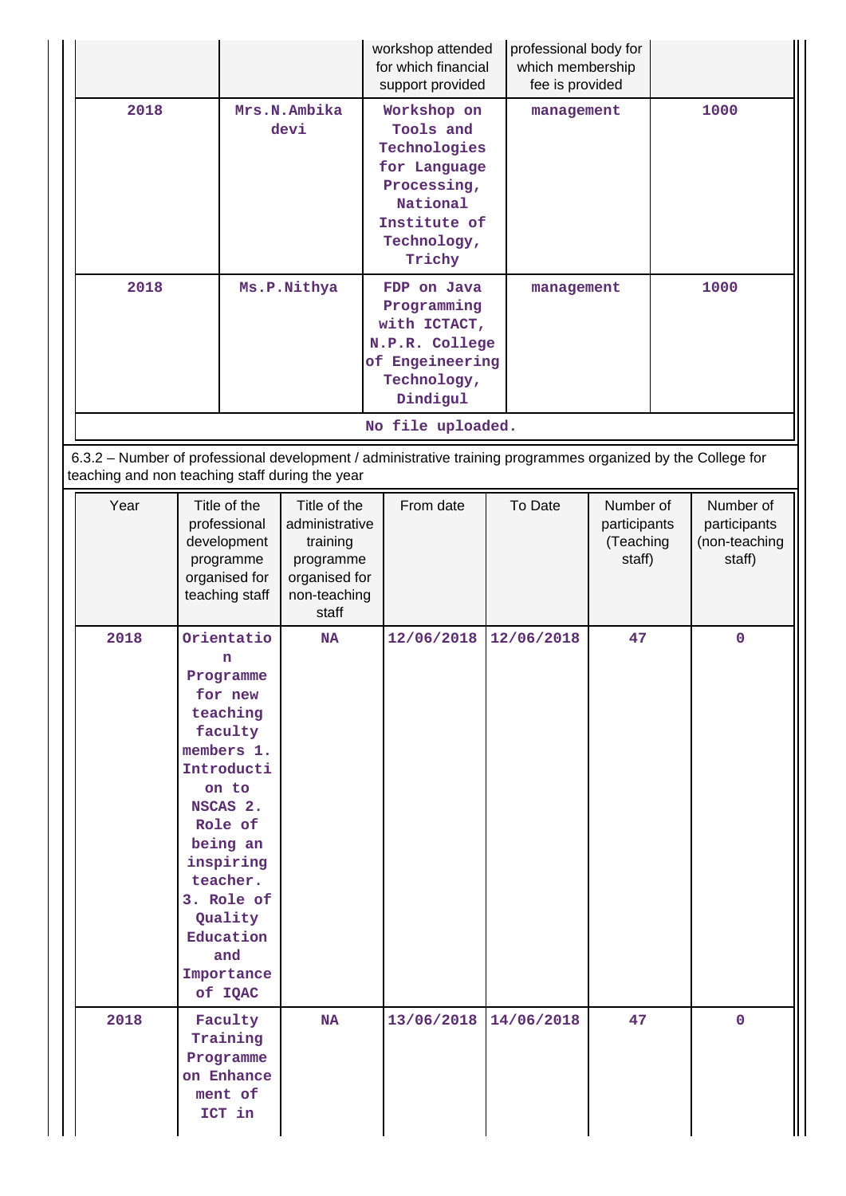| | | workshop attended for which financial support provided | professional body for which membership fee is provided | |
|---|---|---|---|---|
| 2018 | Mrs.N.Ambika devi | Workshop on Tools and Technologies for Language Processing, National Institute of Technology, Trichy | management | 1000 |
| 2018 | Ms.P.Nithya | FDP on Java Programming with ICTACT, N.P.R. College of Engeineering Technology, Dindigul | management | 1000 |

No file uploaded.

6.3.2 – Number of professional development / administrative training programmes organized by the College for teaching and non teaching staff during the year

| Year | Title of the professional development programme organised for teaching staff | Title of the administrative training programme organised for non-teaching staff | From date | To Date | Number of participants (Teaching staff) | Number of participants (non-teaching staff) |
|---|---|---|---|---|---|---|
| 2018 | Orientation Programme for new teaching faculty members 1. Introduction to NSCAS 2. Role of being an inspiring teacher. 3. Role of Quality Education and Importance of IQAC | NA | 12/06/2018 | 12/06/2018 | 47 | 0 |
| 2018 | Faculty Training Programme on Enhancement of ICT in | NA | 13/06/2018 | 14/06/2018 | 47 | 0 |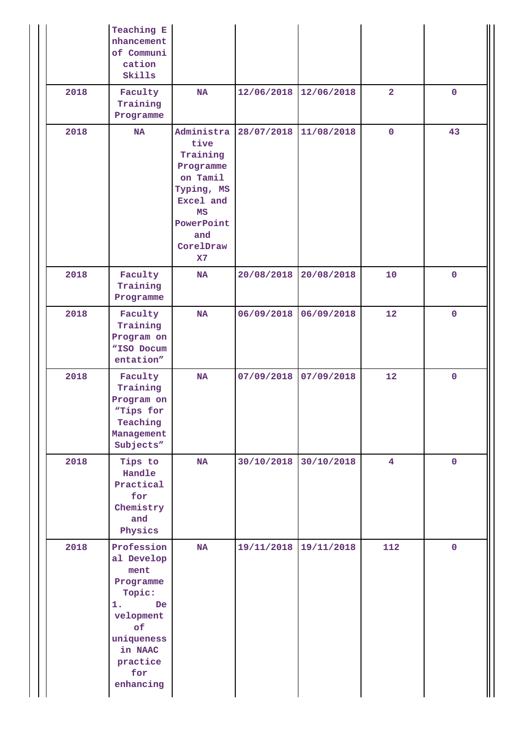| | | | | | | |
|---|---|---|---|---|---|---|
| | Teaching Enhancement of Communication Skills | | | | | |
| 2018 | Faculty Training Programme | NA | 12/06/2018 | 12/06/2018 | 2 | 0 |
| 2018 | NA | Administrative Training Programme on Tamil Typing, MS Excel and MS PowerPoint and CorelDraw X7 | 28/07/2018 | 11/08/2018 | 0 | 43 |
| 2018 | Faculty Training Programme | NA | 20/08/2018 | 20/08/2018 | 10 | 0 |
| 2018 | Faculty Training Program on “ISO Documentation” | NA | 06/09/2018 | 06/09/2018 | 12 | 0 |
| 2018 | Faculty Training Program on “Tips for Teaching Management Subjects” | NA | 07/09/2018 | 07/09/2018 | 12 | 0 |
| 2018 | Tips to Handle Practical for Chemistry and Physics | NA | 30/10/2018 | 30/10/2018 | 4 | 0 |
| 2018 | Professional Development Programme Topic: 1. Development of uniqueness in NAAC practice for enhancing | NA | 19/11/2018 | 19/11/2018 | 112 | 0 |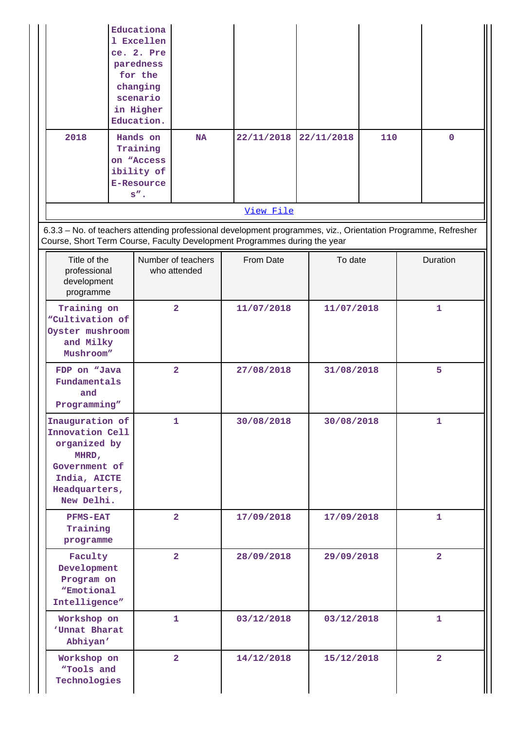|  | Educational Excellence. 2. Preparedness for the changing scenario in Higher Education. |  |  |  |  |  |
|---|---|---|---|---|---|---|
| 2018 | Hands on Training on "Accessibility of E-Resources". | NA | 22/11/2018 | 22/11/2018 | 110 | 0 |

View File

6.3.3 – No. of teachers attending professional development programmes, viz., Orientation Programme, Refresher Course, Short Term Course, Faculty Development Programmes during the year

| Title of the professional development programme | Number of teachers who attended | From Date | To date | Duration |
|---|---|---|---|---|
| Training on "Cultivation of Oyster mushroom and Milky Mushroom" | 2 | 11/07/2018 | 11/07/2018 | 1 |
| FDP on "Java Fundamentals and Programming" | 2 | 27/08/2018 | 31/08/2018 | 5 |
| Inauguration of Innovation Cell organized by MHRD, Government of India, AICTE Headquarters, New Delhi. | 1 | 30/08/2018 | 30/08/2018 | 1 |
| PFMS-EAT Training programme | 2 | 17/09/2018 | 17/09/2018 | 1 |
| Faculty Development Program on "Emotional Intelligence" | 2 | 28/09/2018 | 29/09/2018 | 2 |
| Workshop on 'Unnat Bharat Abhiyan' | 1 | 03/12/2018 | 03/12/2018 | 1 |
| Workshop on "Tools and Technologies | 2 | 14/12/2018 | 15/12/2018 | 2 |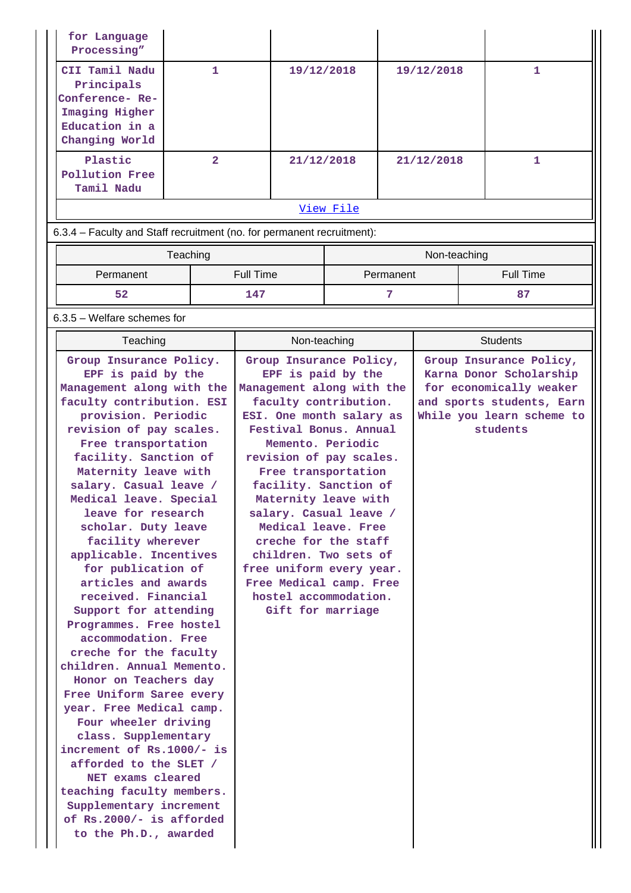| for Language Processing” | | | | |
|---|---|---|---|---|
| CII Tamil Nadu Principals Conference- Re-Imaging Higher Education in a Changing World | 1 | 19/12/2018 | 19/12/2018 | 1 |
| Plastic Pollution Free Tamil Nadu | 2 | 21/12/2018 | 21/12/2018 | 1 |
| View File | | | | |

6.3.4 – Faculty and Staff recruitment (no. for permanent recruitment):

| Teaching | | Non-teaching | |
|---|---|---|---|
| Permanent | Full Time | Permanent | Full Time |
| 52 | 147 | 7 | 87 |

6.3.5 – Welfare schemes for

| Teaching | Non-teaching | Students |
|---|---|---|
| Group Insurance Policy. EPF is paid by the Management along with the faculty contribution. ESI provision. Periodic revision of pay scales. Free transportation facility. Sanction of Maternity leave with salary. Casual leave / Medical leave. Special leave for research scholar. Duty leave facility wherever applicable. Incentives for publication of articles and awards received. Financial Support for attending Programmes. Free hostel accommodation. Free creche for the faculty children. Annual Memento. Honor on Teachers day Free Uniform Saree every year. Free Medical camp. Four wheeler driving class. Supplementary increment of Rs.1000/- is afforded to the SLET / NET exams cleared teaching faculty members. Supplementary increment of Rs.2000/- is afforded to the Ph.D., awarded | Group Insurance Policy, EPF is paid by the Management along with the faculty contribution. ESI. One month salary as Festival Bonus. Annual Memento. Periodic revision of pay scales. Free transportation facility. Sanction of Maternity leave with salary. Casual leave / Medical leave. Free creche for the staff children. Two sets of free uniform every year. Free Medical camp. Free hostel accommodation. Gift for marriage | Group Insurance Policy, Karna Donor Scholarship for economically weaker and sports students, Earn While you learn scheme to students |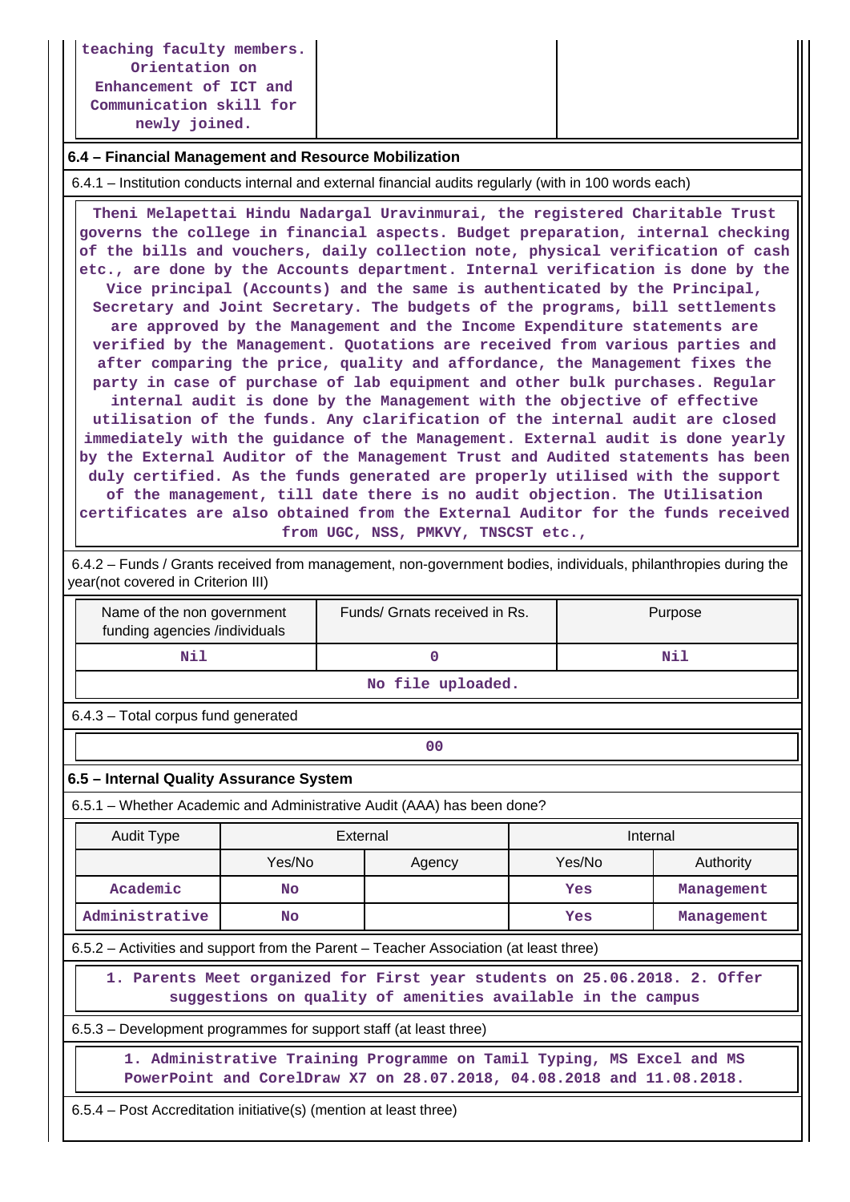| teaching faculty members. Orientation on Enhancement of ICT and Communication skill for newly joined. | | |
|---|---|---|

## 6.4 – Financial Management and Resource Mobilization

6.4.1 – Institution conducts internal and external financial audits regularly (with in 100 words each)

Theni Melapettai Hindu Nadargal Uravinmurai, the registered Charitable Trust governs the college in financial aspects. Budget preparation, internal checking of the bills and vouchers, daily collection note, physical verification of cash etc., are done by the Accounts department. Internal verification is done by the Vice principal (Accounts) and the same is authenticated by the Principal, Secretary and Joint Secretary. The budgets of the programs, bill settlements are approved by the Management and the Income Expenditure statements are verified by the Management. Quotations are received from various parties and after comparing the price, quality and affordance, the Management fixes the party in case of purchase of lab equipment and other bulk purchases. Regular internal audit is done by the Management with the objective of effective utilisation of the funds. Any clarification of the internal audit are closed immediately with the guidance of the Management. External audit is done yearly by the External Auditor of the Management Trust and Audited statements has been duly certified. As the funds generated are properly utilised with the support of the management, till date there is no audit objection. The Utilisation certificates are also obtained from the External Auditor for the funds received from UGC, NSS, PMKVY, TNSCST etc.,

6.4.2 – Funds / Grants received from management, non-government bodies, individuals, philanthropies during the year(not covered in Criterion III)

| Name of the non government funding agencies /individuals | Funds/ Grnats received in Rs. | Purpose |
|---|---|---|
| Nil | 0 | Nil |
| No file uploaded. | | |

6.4.3 – Total corpus fund generated

| 00 |
|---|

## 6.5 – Internal Quality Assurance System

6.5.1 – Whether Academic and Administrative Audit (AAA) has been done?

| Audit Type | External | | Internal | |
|---|---|---|---|---|
| | Yes/No | Agency | Yes/No | Authority |
| Academic | No | | Yes | Management |
| Administrative | No | | Yes | Management |

6.5.2 – Activities and support from the Parent – Teacher Association (at least three)

1. Parents Meet organized for First year students on 25.06.2018. 2. Offer suggestions on quality of amenities available in the campus

6.5.3 – Development programmes for support staff (at least three)

1. Administrative Training Programme on Tamil Typing, MS Excel and MS PowerPoint and CorelDraw X7 on 28.07.2018, 04.08.2018 and 11.08.2018.

6.5.4 – Post Accreditation initiative(s) (mention at least three)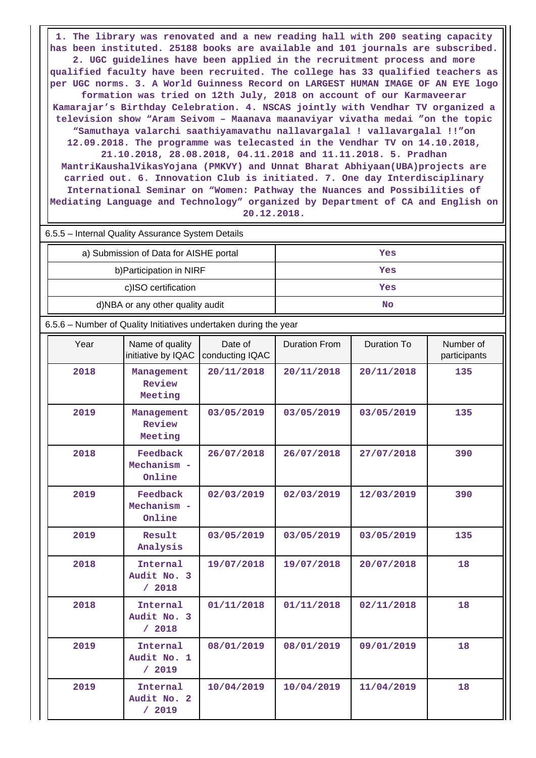1. The library was renovated and a new reading hall with 200 seating capacity has been instituted. 25188 books are available and 101 journals are subscribed. 2. UGC guidelines have been applied in the recruitment process and more qualified faculty have been recruited. The college has 33 qualified teachers as per UGC norms. 3. A World Guinness Record on LARGEST HUMAN IMAGE OF AN EYE logo formation was tried on 12th July, 2018 on account of our Karmaveerar Kamarajar's Birthday Celebration. 4. NSCAS jointly with Vendhar TV organized a television show "Aram Seivom – Maanava maanaviyar vivatha medai "on the topic "Samuthaya valarchi saathiyamavathu nallavargalal ! vallavargalal !!"on 12.09.2018. The programme was telecasted in the Vendhar TV on 14.10.2018, 21.10.2018, 28.08.2018, 04.11.2018 and 11.11.2018. 5. Pradhan MantriKaushalVikasYojana (PMKVY) and Unnat Bharat Abhiyaan(UBA)projects are carried out. 6. Innovation Club is initiated. 7. One day Interdisciplinary International Seminar on "Women: Pathway the Nuances and Possibilities of Mediating Language and Technology" organized by Department of CA and English on 20.12.2018.

6.5.5 – Internal Quality Assurance System Details

| | |
|---|---|
| a) Submission of Data for AISHE portal | Yes |
| b)Participation in NIRF | Yes |
| c)ISO certification | Yes |
| d)NBA or any other quality audit | No |

6.5.6 – Number of Quality Initiatives undertaken during the year

| Year | Name of quality initiative by IQAC | Date of conducting IQAC | Duration From | Duration To | Number of participants |
|---|---|---|---|---|---|
| 2018 | Management Review Meeting | 20/11/2018 | 20/11/2018 | 20/11/2018 | 135 |
| 2019 | Management Review Meeting | 03/05/2019 | 03/05/2019 | 03/05/2019 | 135 |
| 2018 | Feedback Mechanism - Online | 26/07/2018 | 26/07/2018 | 27/07/2018 | 390 |
| 2019 | Feedback Mechanism - Online | 02/03/2019 | 02/03/2019 | 12/03/2019 | 390 |
| 2019 | Result Analysis | 03/05/2019 | 03/05/2019 | 03/05/2019 | 135 |
| 2018 | Internal Audit No. 3 / 2018 | 19/07/2018 | 19/07/2018 | 20/07/2018 | 18 |
| 2018 | Internal Audit No. 3 / 2018 | 01/11/2018 | 01/11/2018 | 02/11/2018 | 18 |
| 2019 | Internal Audit No. 1 / 2019 | 08/01/2019 | 08/01/2019 | 09/01/2019 | 18 |
| 2019 | Internal Audit No. 2 / 2019 | 10/04/2019 | 10/04/2019 | 11/04/2019 | 18 |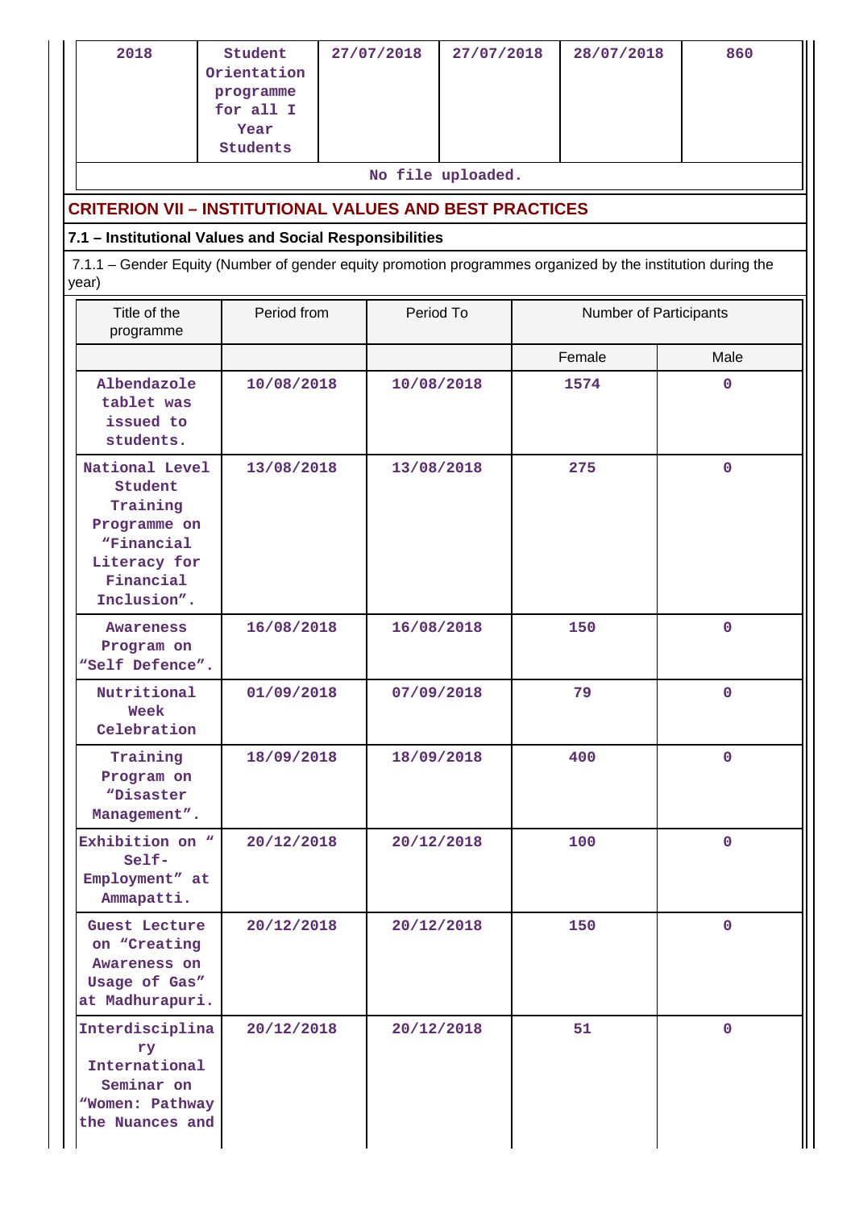| 2018 | Student Orientation programme for all I Year Students | 27/07/2018 | 27/07/2018 | 28/07/2018 | 860 |
|---|---|---|---|---|---|

No file uploaded.

## CRITERION VII – INSTITUTIONAL VALUES AND BEST PRACTICES

### 7.1 – Institutional Values and Social Responsibilities

7.1.1 – Gender Equity (Number of gender equity promotion programmes organized by the institution during the year)

| Title of the programme | Period from | Period To | Number of Participants | |
|---|---|---|---|---|
| | | | Female | Male |
| Albendazole tablet was issued to students. | 10/08/2018 | 10/08/2018 | 1574 | 0 |
| National Level Student Training Programme on "Financial Literacy for Financial Inclusion". | 13/08/2018 | 13/08/2018 | 275 | 0 |
| Awareness Program on "Self Defence". | 16/08/2018 | 16/08/2018 | 150 | 0 |
| Nutritional Week Celebration | 01/09/2018 | 07/09/2018 | 79 | 0 |
| Training Program on "Disaster Management". | 18/09/2018 | 18/09/2018 | 400 | 0 |
| Exhibition on " Self-Employment" at Ammapatti. | 20/12/2018 | 20/12/2018 | 100 | 0 |
| Guest Lecture on "Creating Awareness on Usage of Gas" at Madhurapuri. | 20/12/2018 | 20/12/2018 | 150 | 0 |
| Interdisciplinary International Seminar on "Women: Pathway the Nuances and | 20/12/2018 | 20/12/2018 | 51 | 0 |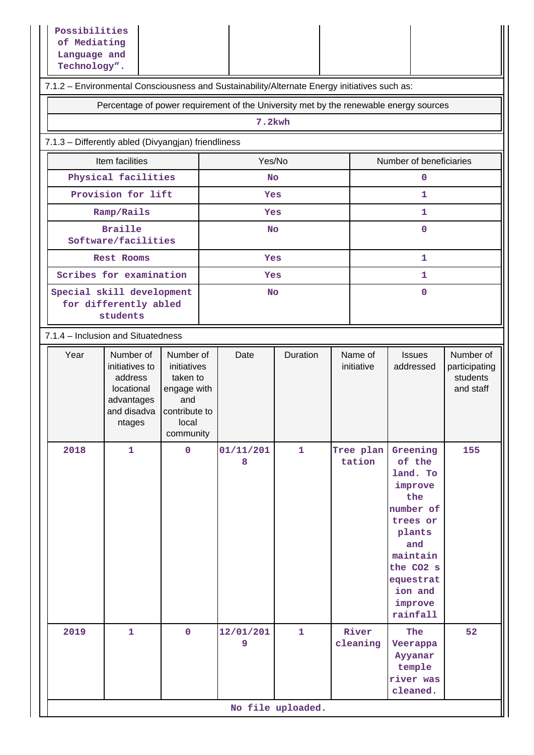| Possibilities of Mediating Language and Technology”. | | | | |
|---|---|---|---|---|

7.1.2 – Environmental Consciousness and Sustainability/Alternate Energy initiatives such as:

| Percentage of power requirement of the University met by the renewable energy sources |
|---|
| 7.2kwh |

7.1.3 – Differently abled (Divyangjan) friendliness

| Item facilities | Yes/No | Number of beneficiaries |
|---|---|---|
| Physical facilities | No | 0 |
| Provision for lift | Yes | 1 |
| Ramp/Rails | Yes | 1 |
| Braille Software/facilities | No | 0 |
| Rest Rooms | Yes | 1 |
| Scribes for examination | Yes | 1 |
| Special skill development for differently abled students | No | 0 |

7.1.4 – Inclusion and Situatedness

| Year | Number of initiatives to address locational advantages and disadvantages | Number of initiatives taken to engage with and contribute to local community | Date | Duration | Name of initiative | Issues addressed | Number of participating students and staff |
|---|---|---|---|---|---|---|---|
| 2018 | 1 | 0 | 01/11/2018 | 1 | Tree plantation | Greening of the land. To improve the number of trees or plants and maintain the CO2 sequestration and improve rainfall | 155 |
| 2019 | 1 | 0 | 12/01/2019 | 1 | River cleaning | The Veerappa Ayyanar temple river was cleaned. | 52 |

No file uploaded.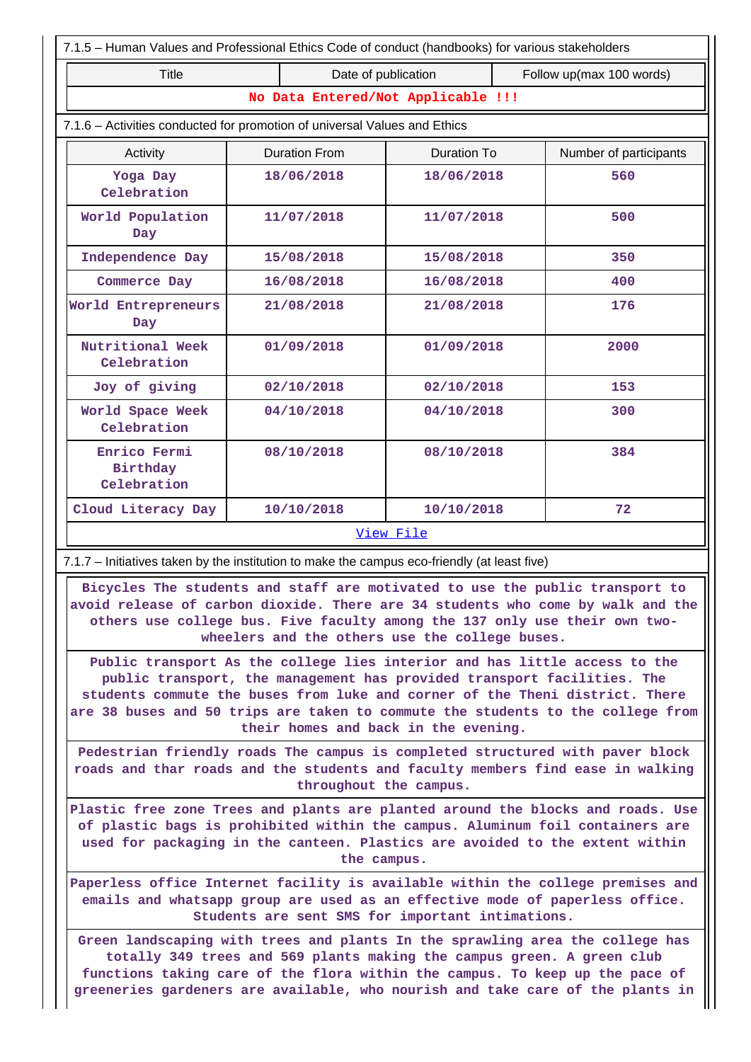7.1.5 – Human Values and Professional Ethics Code of conduct (handbooks) for various stakeholders

| Title | Date of publication | Follow up(max 100 words) |
|---|---|---|
| No Data Entered/Not Applicable !!! | | |

7.1.6 – Activities conducted for promotion of universal Values and Ethics

| Activity | Duration From | Duration To | Number of participants |
|---|---|---|---|
| Yoga Day Celebration | 18/06/2018 | 18/06/2018 | 560 |
| World Population Day | 11/07/2018 | 11/07/2018 | 500 |
| Independence Day | 15/08/2018 | 15/08/2018 | 350 |
| Commerce Day | 16/08/2018 | 16/08/2018 | 400 |
| World Entrepreneurs Day | 21/08/2018 | 21/08/2018 | 176 |
| Nutritional Week Celebration | 01/09/2018 | 01/09/2018 | 2000 |
| Joy of giving | 02/10/2018 | 02/10/2018 | 153 |
| World Space Week Celebration | 04/10/2018 | 04/10/2018 | 300 |
| Enrico Fermi Birthday Celebration | 08/10/2018 | 08/10/2018 | 384 |
| Cloud Literacy Day | 10/10/2018 | 10/10/2018 | 72 |

View File

7.1.7 – Initiatives taken by the institution to make the campus eco-friendly (at least five)

Bicycles The students and staff are motivated to use the public transport to avoid release of carbon dioxide. There are 34 students who come by walk and the others use college bus. Five faculty among the 137 only use their own two-wheelers and the others use the college buses.

Public transport As the college lies interior and has little access to the public transport, the management has provided transport facilities. The students commute the buses from luke and corner of the Theni district. There are 38 buses and 50 trips are taken to commute the students to the college from their homes and back in the evening.

Pedestrian friendly roads The campus is completed structured with paver block roads and thar roads and the students and faculty members find ease in walking throughout the campus.

Plastic free zone Trees and plants are planted around the blocks and roads. Use of plastic bags is prohibited within the campus. Aluminum foil containers are used for packaging in the canteen. Plastics are avoided to the extent within the campus.

Paperless office Internet facility is available within the college premises and emails and whatsapp group are used as an effective mode of paperless office. Students are sent SMS for important intimations.

Green landscaping with trees and plants In the sprawling area the college has totally 349 trees and 569 plants making the campus green. A green club functions taking care of the flora within the campus. To keep up the pace of greeneries gardeners are available, who nourish and take care of the plants in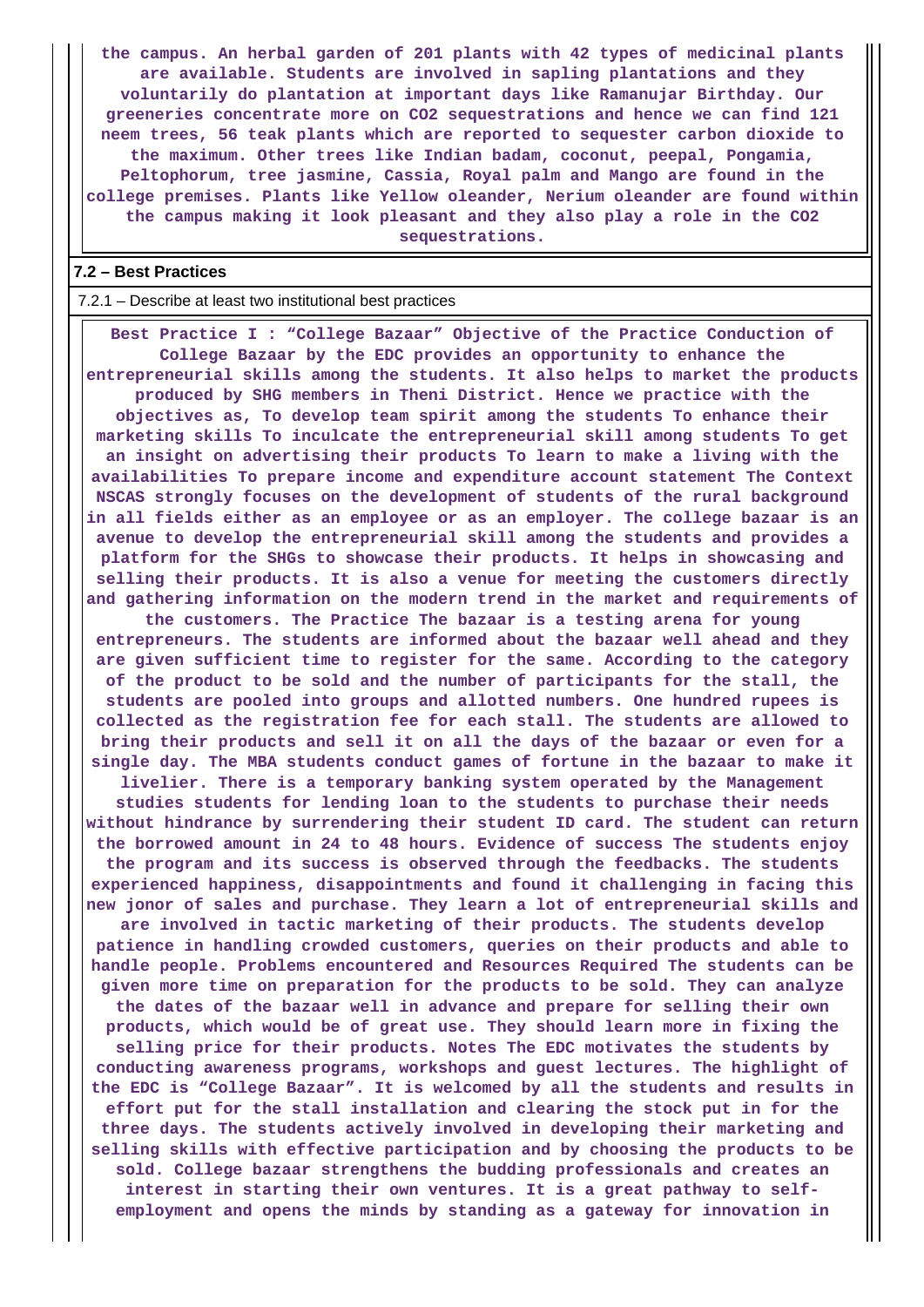**the campus. An herbal garden of 201 plants with 42 types of medicinal plants are available. Students are involved in sapling plantations and they voluntarily do plantation at important days like Ramanujar Birthday. Our greeneries concentrate more on $CO_2$ sequestrations and hence we can find 121 neem trees, 56 teak plants which are reported to sequester carbon dioxide to the maximum. Other trees like Indian badam, coconut, peepal, Pongamia, Peltophorum, tree jasmine, Cassia, Royal palm and Mango are found in the college premises. Plants like Yellow oleander, Nerium oleander are found within the campus making it look pleasant and they also play a role in the $CO_2$ sequestrations.**

### 7.2 – Best Practices

7.2.1 – Describe at least two institutional best practices

**Best Practice I : “College Bazaar” Objective of the Practice Conduction of College Bazaar by the EDC provides an opportunity to enhance the entrepreneurial skills among the students. It also helps to market the products produced by SHG members in Theni District. Hence we practice with the objectives as, To develop team spirit among the students To enhance their marketing skills To inculcate the entrepreneurial skill among students To get an insight on advertising their products To learn to make a living with the availabilities To prepare income and expenditure account statement The Context NSCAS strongly focuses on the development of students of the rural background in all fields either as an employee or as an employer. The college bazaar is an avenue to develop the entrepreneurial skill among the students and provides a platform for the SHGs to showcase their products. It helps in showcasing and selling their products. It is also a venue for meeting the customers directly and gathering information on the modern trend in the market and requirements of the customers. The Practice The bazaar is a testing arena for young entrepreneurs. The students are informed about the bazaar well ahead and they are given sufficient time to register for the same. According to the category of the product to be sold and the number of participants for the stall, the students are pooled into groups and allotted numbers. One hundred rupees is collected as the registration fee for each stall. The students are allowed to bring their products and sell it on all the days of the bazaar or even for a single day. The MBA students conduct games of fortune in the bazaar to make it livelier. There is a temporary banking system operated by the Management studies students for lending loan to the students to purchase their needs without hindrance by surrendering their student ID card. The student can return the borrowed amount in 24 to 48 hours. Evidence of success The students enjoy the program and its success is observed through the feedbacks. The students experienced happiness, disappointments and found it challenging in facing this new jonor of sales and purchase. They learn a lot of entrepreneurial skills and are involved in tactic marketing of their products. The students develop patience in handling crowded customers, queries on their products and able to handle people. Problems encountered and Resources Required The students can be given more time on preparation for the products to be sold. They can analyze the dates of the bazaar well in advance and prepare for selling their own products, which would be of great use. They should learn more in fixing the selling price for their products. Notes The EDC motivates the students by conducting awareness programs, workshops and guest lectures. The highlight of the EDC is “College Bazaar”. It is welcomed by all the students and results in effort put for the stall installation and clearing the stock put in for the three days. The students actively involved in developing their marketing and selling skills with effective participation and by choosing the products to be sold. College bazaar strengthens the budding professionals and creates an interest in starting their own ventures. It is a great pathway to self-employment and opens the minds by standing as a gateway for innovation in**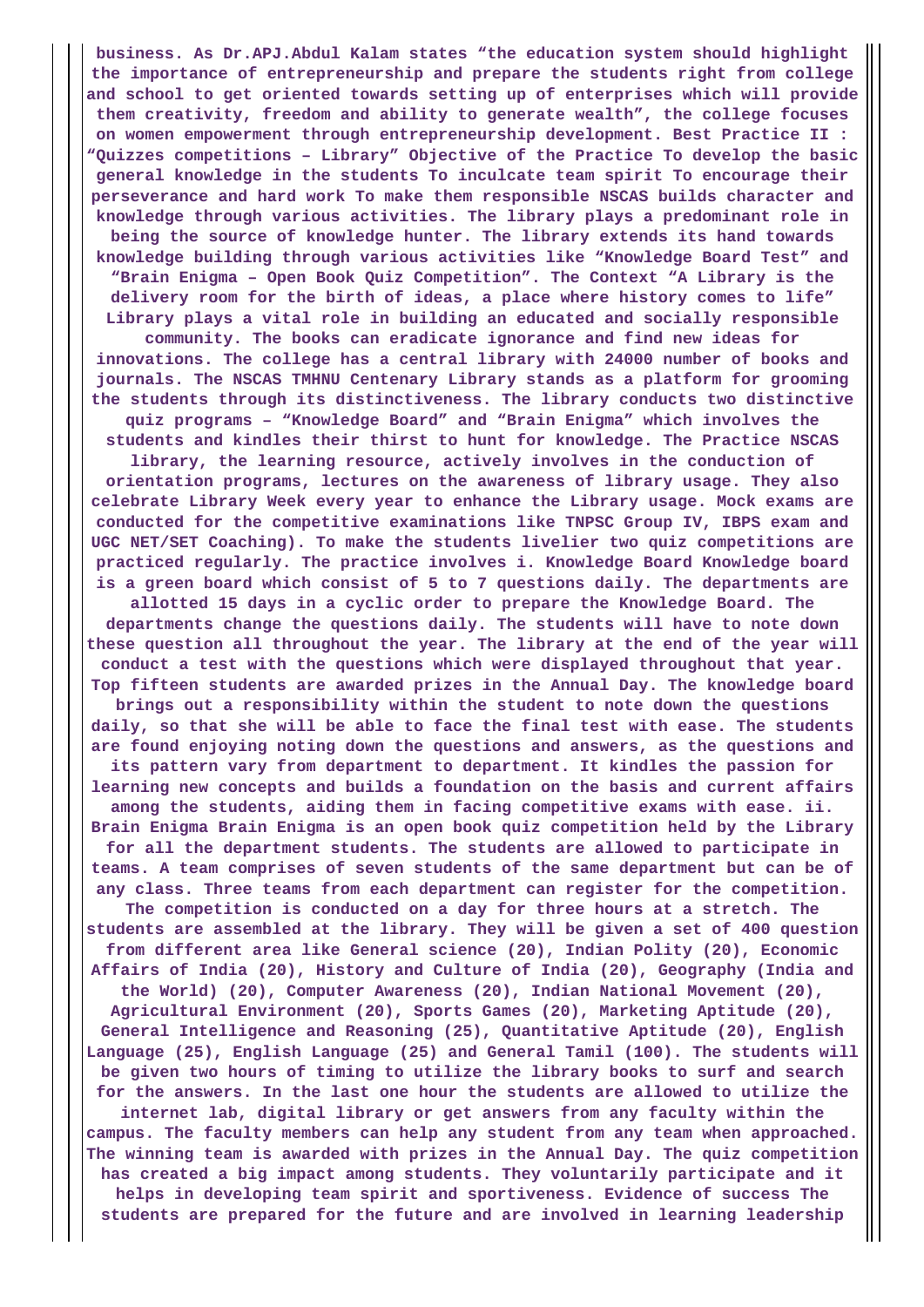business. As Dr.APJ.Abdul Kalam states "the education system should highlight the importance of entrepreneurship and prepare the students right from college and school to get oriented towards setting up of enterprises which will provide them creativity, freedom and ability to generate wealth", the college focuses on women empowerment through entrepreneurship development. Best Practice II : "Quizzes competitions – Library" Objective of the Practice To develop the basic general knowledge in the students To inculcate team spirit To encourage their perseverance and hard work To make them responsible NSCAS builds character and knowledge through various activities. The library plays a predominant role in being the source of knowledge hunter. The library extends its hand towards knowledge building through various activities like "Knowledge Board Test" and "Brain Enigma – Open Book Quiz Competition". The Context "A Library is the delivery room for the birth of ideas, a place where history comes to life" Library plays a vital role in building an educated and socially responsible community. The books can eradicate ignorance and find new ideas for innovations. The college has a central library with 24000 number of books and journals. The NSCAS TMHNU Centenary Library stands as a platform for grooming the students through its distinctiveness. The library conducts two distinctive quiz programs – "Knowledge Board" and "Brain Enigma" which involves the students and kindles their thirst to hunt for knowledge. The Practice NSCAS library, the learning resource, actively involves in the conduction of orientation programs, lectures on the awareness of library usage. They also celebrate Library Week every year to enhance the Library usage. Mock exams are conducted for the competitive examinations like TNPSC Group IV, IBPS exam and UGC NET/SET Coaching). To make the students livelier two quiz competitions are practiced regularly. The practice involves i. Knowledge Board Knowledge board is a green board which consist of 5 to 7 questions daily. The departments are allotted 15 days in a cyclic order to prepare the Knowledge Board. The departments change the questions daily. The students will have to note down these question all throughout the year. The library at the end of the year will conduct a test with the questions which were displayed throughout that year. Top fifteen students are awarded prizes in the Annual Day. The knowledge board brings out a responsibility within the student to note down the questions daily, so that she will be able to face the final test with ease. The students are found enjoying noting down the questions and answers, as the questions and its pattern vary from department to department. It kindles the passion for learning new concepts and builds a foundation on the basis and current affairs among the students, aiding them in facing competitive exams with ease. ii. Brain Enigma Brain Enigma is an open book quiz competition held by the Library for all the department students. The students are allowed to participate in teams. A team comprises of seven students of the same department but can be of any class. Three teams from each department can register for the competition. The competition is conducted on a day for three hours at a stretch. The students are assembled at the library. They will be given a set of 400 question from different area like General science (20), Indian Polity (20), Economic Affairs of India (20), History and Culture of India (20), Geography (India and the World) (20), Computer Awareness (20), Indian National Movement (20), Agricultural Environment (20), Sports Games (20), Marketing Aptitude (20), General Intelligence and Reasoning (25), Quantitative Aptitude (20), English Language (25), English Language (25) and General Tamil (100). The students will be given two hours of timing to utilize the library books to surf and search for the answers. In the last one hour the students are allowed to utilize the internet lab, digital library or get answers from any faculty within the campus. The faculty members can help any student from any team when approached. The winning team is awarded with prizes in the Annual Day. The quiz competition has created a big impact among students. They voluntarily participate and it helps in developing team spirit and sportiveness. Evidence of success The students are prepared for the future and are involved in learning leadership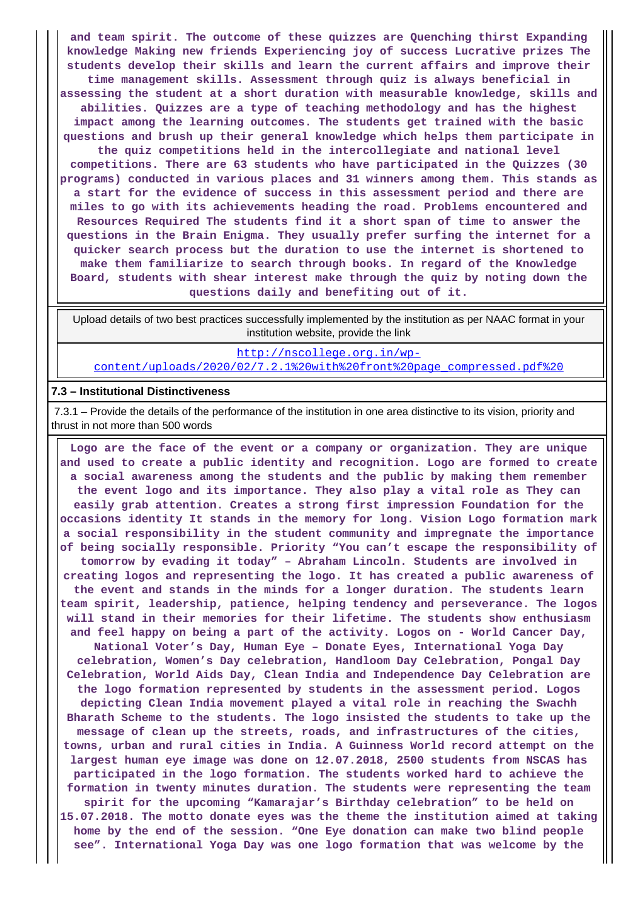**and team spirit. The outcome of these quizzes are Quenching thirst Expanding knowledge Making new friends Experiencing joy of success Lucrative prizes The students develop their skills and learn the current affairs and improve their time management skills. Assessment through quiz is always beneficial in assessing the student at a short duration with measurable knowledge, skills and abilities. Quizzes are a type of teaching methodology and has the highest impact among the learning outcomes. The students get trained with the basic questions and brush up their general knowledge which helps them participate in the quiz competitions held in the intercollegiate and national level competitions. There are 63 students who have participated in the Quizzes (30 programs) conducted in various places and 31 winners among them. This stands as a start for the evidence of success in this assessment period and there are miles to go with its achievements heading the road. Problems encountered and Resources Required The students find it a short span of time to answer the questions in the Brain Enigma. They usually prefer surfing the internet for a quicker search process but the duration to use the internet is shortened to make them familiarize to search through books. In regard of the Knowledge Board, students with shear interest make through the quiz by noting down the questions daily and benefiting out of it.**

| Upload details of two best practices successfully implemented by the institution as per NAAC format in your institution website, provide the link |
|---|
| http://nscollege.org.in/wp-content/uploads/2020/02/7.2.1%20with%20front%20page_compressed.pdf%20 |

### 7.3 – Institutional Distinctiveness

7.3.1 – Provide the details of the performance of the institution in one area distinctive to its vision, priority and thrust in not more than 500 words

**Logo are the face of the event or a company or organization. They are unique and used to create a public identity and recognition. Logo are formed to create a social awareness among the students and the public by making them remember the event logo and its importance. They also play a vital role as They can easily grab attention. Creates a strong first impression Foundation for the occasions identity It stands in the memory for long. Vision Logo formation mark a social responsibility in the student community and impregnate the importance of being socially responsible. Priority "You can't escape the responsibility of tomorrow by evading it today" – Abraham Lincoln. Students are involved in creating logos and representing the logo. It has created a public awareness of the event and stands in the minds for a longer duration. The students learn team spirit, leadership, patience, helping tendency and perseverance. The logos will stand in their memories for their lifetime. The students show enthusiasm and feel happy on being a part of the activity. Logos on - World Cancer Day, National Voter's Day, Human Eye – Donate Eyes, International Yoga Day celebration, Women's Day celebration, Handloom Day Celebration, Pongal Day Celebration, World Aids Day, Clean India and Independence Day Celebration are the logo formation represented by students in the assessment period. Logos depicting Clean India movement played a vital role in reaching the Swachh Bharath Scheme to the students. The logo insisted the students to take up the message of clean up the streets, roads, and infrastructures of the cities, towns, urban and rural cities in India. A Guinness World record attempt on the largest human eye image was done on 12.07.2018, 2500 students from NSCAS has participated in the logo formation. The students worked hard to achieve the formation in twenty minutes duration. The students were representing the team spirit for the upcoming "Kamarajar's Birthday celebration" to be held on 15.07.2018. The motto donate eyes was the theme the institution aimed at taking home by the end of the session. "One Eye donation can make two blind people see". International Yoga Day was one logo formation that was welcome by the**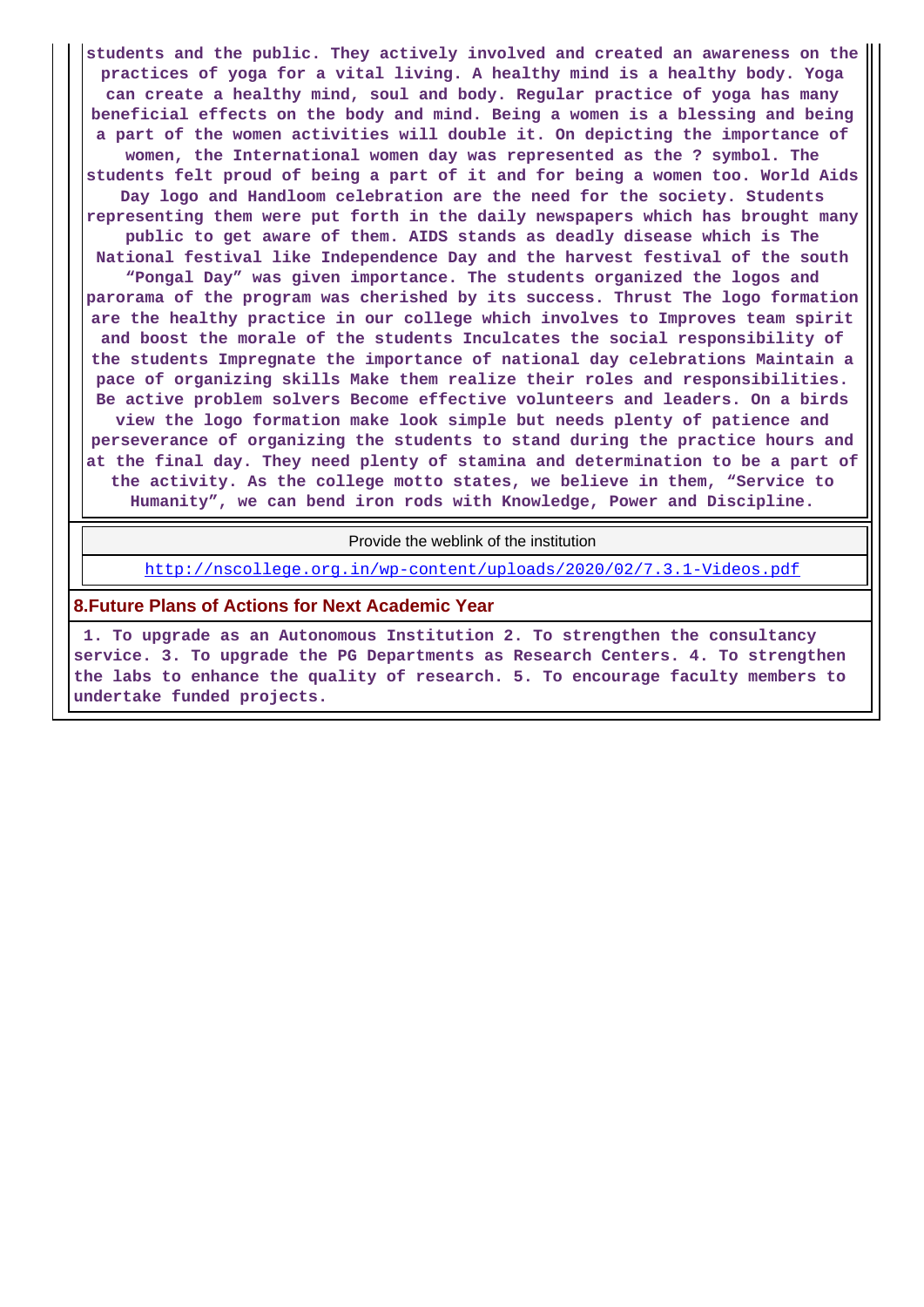**students and the public. They actively involved and created an awareness on the practices of yoga for a vital living. A healthy mind is a healthy body. Yoga can create a healthy mind, soul and body. Regular practice of yoga has many beneficial effects on the body and mind. Being a women is a blessing and being a part of the women activities will double it. On depicting the importance of women, the International women day was represented as the ? symbol. The students felt proud of being a part of it and for being a women too. World Aids Day logo and Handloom celebration are the need for the society. Students representing them were put forth in the daily newspapers which has brought many public to get aware of them. AIDS stands as deadly disease which is The National festival like Independence Day and the harvest festival of the south "Pongal Day" was given importance. The students organized the logos and parorama of the program was cherished by its success. Thrust The logo formation are the healthy practice in our college which involves to Improves team spirit and boost the morale of the students Inculcates the social responsibility of the students Impregnate the importance of national day celebrations Maintain a pace of organizing skills Make them realize their roles and responsibilities. Be active problem solvers Become effective volunteers and leaders. On a birds view the logo formation make look simple but needs plenty of patience and perseverance of organizing the students to stand during the practice hours and at the final day. They need plenty of stamina and determination to be a part of the activity. As the college motto states, we believe in them, "Service to Humanity", we can bend iron rods with Knowledge, Power and Discipline.**

| Provide the weblink of the institution |
|---|
| http://nscollege.org.in/wp-content/uploads/2020/02/7.3.1-Videos.pdf |

**8.Future Plans of Actions for Next Academic Year**

**1. To upgrade as an Autonomous Institution 2. To strengthen the consultancy service. 3. To upgrade the PG Departments as Research Centers. 4. To strengthen the labs to enhance the quality of research. 5. To encourage faculty members to undertake funded projects.**